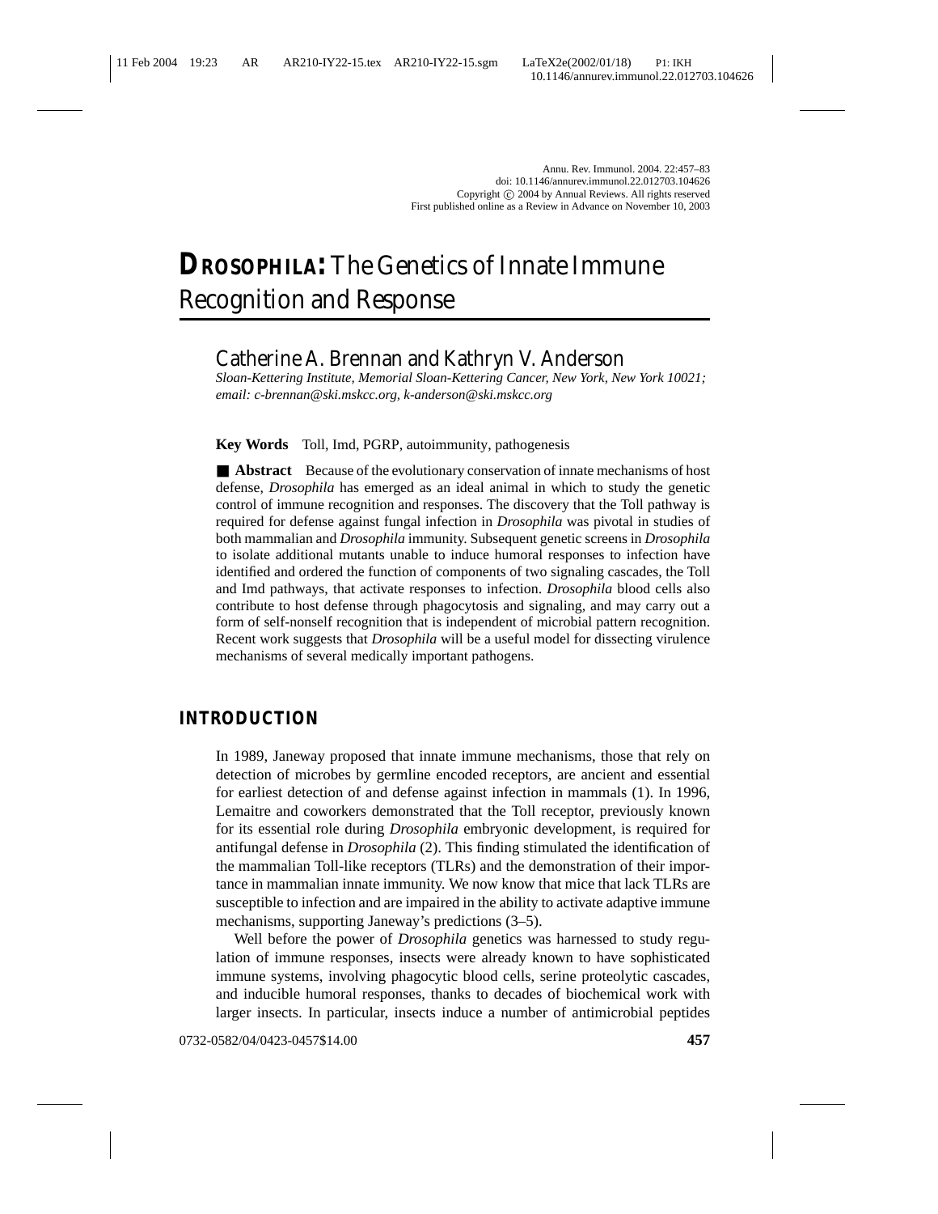# DROSOPHILA: The Genetics of Innate Immune Recognition and Response

## Catherine A. Brennan and Kathryn V. Anderson

*Sloan-Kettering Institute, Memorial Sloan-Kettering Cancer, New York, New York 10021; email: c-brennan@ski.mskcc.org, k-anderson@ski.mskcc.org*

**Key Words** Toll, Imd, PGRP, autoimmunity, pathogenesis

■ **Abstract** Because of the evolutionary conservation of innate mechanisms of host defense, *Drosophila* has emerged as an ideal animal in which to study the genetic control of immune recognition and responses. The discovery that the Toll pathway is required for defense against fungal infection in *Drosophila* was pivotal in studies of both mammalian and *Drosophila* immunity. Subsequent genetic screens in *Drosophila* to isolate additional mutants unable to induce humoral responses to infection have identified and ordered the function of components of two signaling cascades, the Toll and Imd pathways, that activate responses to infection. *Drosophila* blood cells also contribute to host defense through phagocytosis and signaling, and may carry out a form of self-nonself recognition that is independent of microbial pattern recognition. Recent work suggests that *Drosophila* will be a useful model for dissecting virulence mechanisms of several medically important pathogens.

## INTRODUCTION

In 1989, Janeway proposed that innate immune mechanisms, those that rely on detection of microbes by germline encoded receptors, are ancient and essential for earliest detection of and defense against infection in mammals (1). In 1996, Lemaitre and coworkers demonstrated that the Toll receptor, previously known for its essential role during *Drosophila* embryonic development, is required for antifungal defense in *Drosophila* (2). This finding stimulated the identification of the mammalian Toll-like receptors (TLRs) and the demonstration of their importance in mammalian innate immunity. We now know that mice that lack TLRs are susceptible to infection and are impaired in the ability to activate adaptive immune mechanisms, supporting Janeway's predictions (3–5).

Well before the power of *Drosophila* genetics was harnessed to study regulation of immune responses, insects were already known to have sophisticated immune systems, involving phagocytic blood cells, serine proteolytic cascades, and inducible humoral responses, thanks to decades of biochemical work with larger insects. In particular, insects induce a number of antimicrobial peptides

0732-0582/04/0423-0457$14.00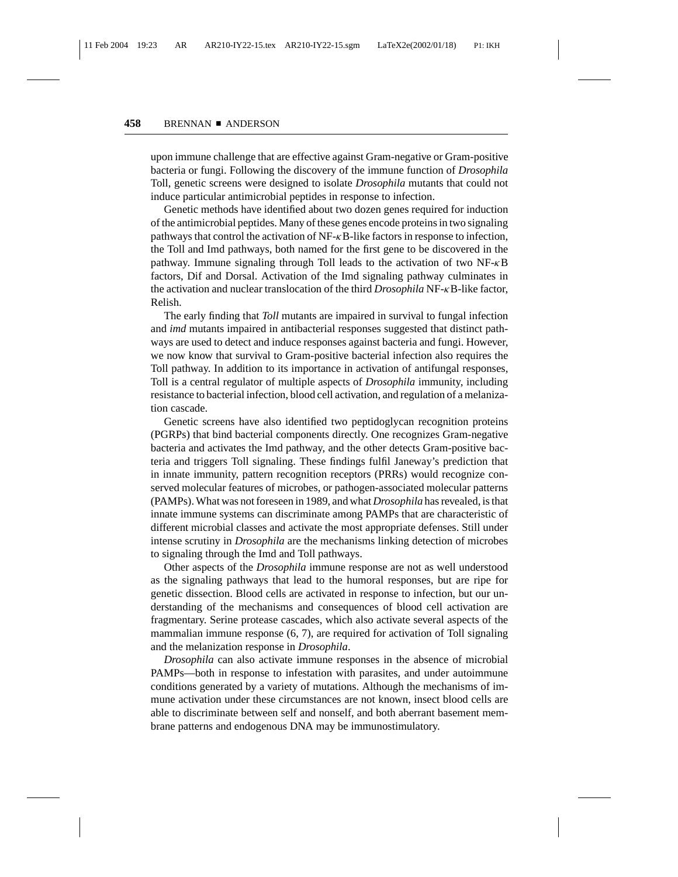upon immune challenge that are effective against Gram-negative or Gram-positive bacteria or fungi. Following the discovery of the immune function of *Drosophila* Toll, genetic screens were designed to isolate *Drosophila* mutants that could not induce particular antimicrobial peptides in response to infection.

Genetic methods have identified about two dozen genes required for induction of the antimicrobial peptides. Many of these genes encode proteins in two signaling pathways that control the activation of NF-$\kappa$B-like factors in response to infection, the Toll and Imd pathways, both named for the first gene to be discovered in the pathway. Immune signaling through Toll leads to the activation of two NF-$\kappa$B factors, Dif and Dorsal. Activation of the Imd signaling pathway culminates in the activation and nuclear translocation of the third *Drosophila* NF-$\kappa$B-like factor, Relish.

The early finding that *Toll* mutants are impaired in survival to fungal infection and *imd* mutants impaired in antibacterial responses suggested that distinct pathways are used to detect and induce responses against bacteria and fungi. However, we now know that survival to Gram-positive bacterial infection also requires the Toll pathway. In addition to its importance in activation of antifungal responses, Toll is a central regulator of multiple aspects of *Drosophila* immunity, including resistance to bacterial infection, blood cell activation, and regulation of a melanization cascade.

Genetic screens have also identified two peptidoglycan recognition proteins (PGRPs) that bind bacterial components directly. One recognizes Gram-negative bacteria and activates the Imd pathway, and the other detects Gram-positive bacteria and triggers Toll signaling. These findings fulfil Janeway's prediction that in innate immunity, pattern recognition receptors (PRRs) would recognize conserved molecular features of microbes, or pathogen-associated molecular patterns (PAMPs). What was not foreseen in 1989, and what *Drosophila* has revealed, is that innate immune systems can discriminate among PAMPs that are characteristic of different microbial classes and activate the most appropriate defenses. Still under intense scrutiny in *Drosophila* are the mechanisms linking detection of microbes to signaling through the Imd and Toll pathways.

Other aspects of the *Drosophila* immune response are not as well understood as the signaling pathways that lead to the humoral responses, but are ripe for genetic dissection. Blood cells are activated in response to infection, but our understanding of the mechanisms and consequences of blood cell activation are fragmentary. Serine protease cascades, which also activate several aspects of the mammalian immune response (6, 7), are required for activation of Toll signaling and the melanization response in *Drosophila*.

*Drosophila* can also activate immune responses in the absence of microbial PAMPs—both in response to infestation with parasites, and under autoimmune conditions generated by a variety of mutations. Although the mechanisms of immune activation under these circumstances are not known, insect blood cells are able to discriminate between self and nonself, and both aberrant basement membrane patterns and endogenous DNA may be immunostimulatory.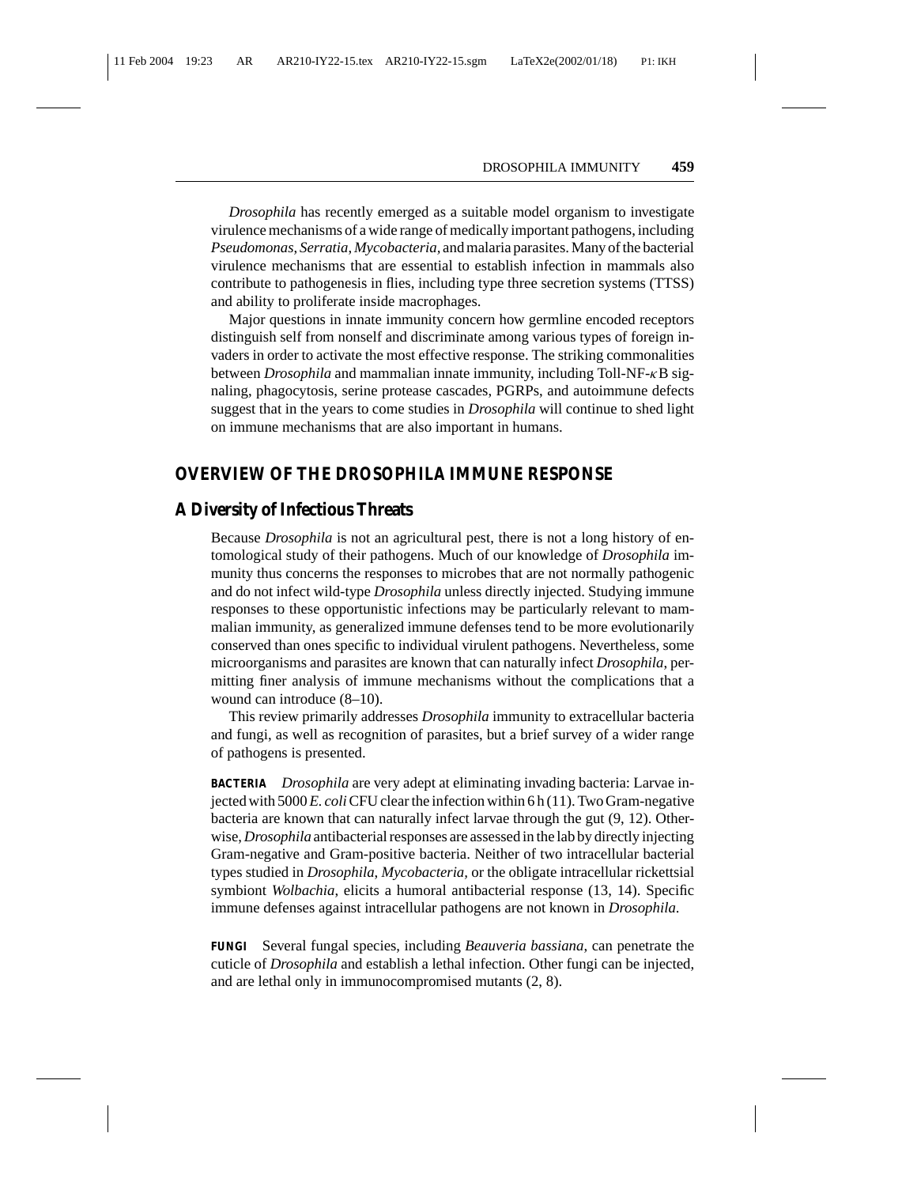*Drosophila* has recently emerged as a suitable model organism to investigate virulence mechanisms of a wide range of medically important pathogens, including *Pseudomonas*, *Serratia*, *Mycobacteria*, and malaria parasites. Many of the bacterial virulence mechanisms that are essential to establish infection in mammals also contribute to pathogenesis in flies, including type three secretion systems (TTSS) and ability to proliferate inside macrophages.

Major questions in innate immunity concern how germline encoded receptors distinguish self from nonself and discriminate among various types of foreign invaders in order to activate the most effective response. The striking commonalities between *Drosophila* and mammalian innate immunity, including Toll-NF-$\kappa$B signaling, phagocytosis, serine protease cascades, PGRPs, and autoimmune defects suggest that in the years to come studies in *Drosophila* will continue to shed light on immune mechanisms that are also important in humans.

## OVERVIEW OF THE DROSOPHILA IMMUNE RESPONSE

### A Diversity of Infectious Threats

Because *Drosophila* is not an agricultural pest, there is not a long history of entomological study of their pathogens. Much of our knowledge of *Drosophila* immunity thus concerns the responses to microbes that are not normally pathogenic and do not infect wild-type *Drosophila* unless directly injected. Studying immune responses to these opportunistic infections may be particularly relevant to mammalian immunity, as generalized immune defenses tend to be more evolutionarily conserved than ones specific to individual virulent pathogens. Nevertheless, some microorganisms and parasites are known that can naturally infect *Drosophila*, permitting finer analysis of immune mechanisms without the complications that a wound can introduce (8–10).

This review primarily addresses *Drosophila* immunity to extracellular bacteria and fungi, as well as recognition of parasites, but a brief survey of a wider range of pathogens is presented.

**BACTERIA** *Drosophila* are very adept at eliminating invading bacteria: Larvae injected with 5000 *E. coli* CFU clear the infection within 6 h (11). Two Gram-negative bacteria are known that can naturally infect larvae through the gut (9, 12). Otherwise, *Drosophila* antibacterial responses are assessed in the lab by directly injecting Gram-negative and Gram-positive bacteria. Neither of two intracellular bacterial types studied in *Drosophila*, *Mycobacteria*, or the obligate intracellular rickettsial symbiont *Wolbachia*, elicits a humoral antibacterial response (13, 14). Specific immune defenses against intracellular pathogens are not known in *Drosophila*.

**FUNGI** Several fungal species, including *Beauveria bassiana*, can penetrate the cuticle of *Drosophila* and establish a lethal infection. Other fungi can be injected, and are lethal only in immunocompromised mutants (2, 8).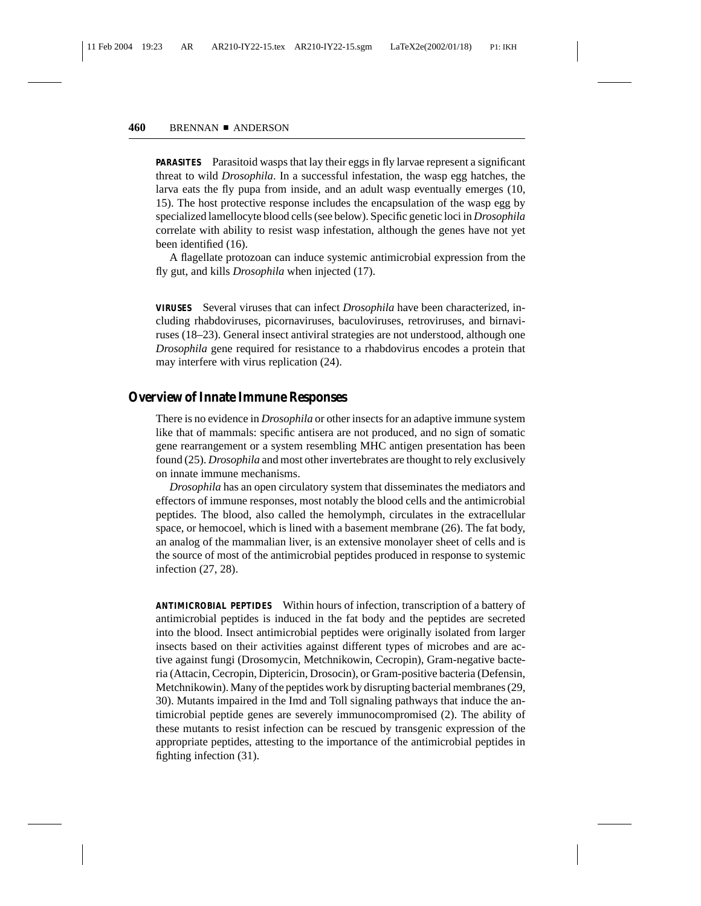**PARASITES** Parasitoid wasps that lay their eggs in fly larvae represent a significant threat to wild *Drosophila*. In a successful infestation, the wasp egg hatches, the larva eats the fly pupa from inside, and an adult wasp eventually emerges (10, 15). The host protective response includes the encapsulation of the wasp egg by specialized lamellocyte blood cells (see below). Specific genetic loci in *Drosophila* correlate with ability to resist wasp infestation, although the genes have not yet been identified (16).

A flagellate protozoan can induce systemic antimicrobial expression from the fly gut, and kills *Drosophila* when injected (17).

**VIRUSES** Several viruses that can infect *Drosophila* have been characterized, including rhabdoviruses, picornaviruses, baculoviruses, retroviruses, and birnaviruses (18–23). General insect antiviral strategies are not understood, although one *Drosophila* gene required for resistance to a rhabdovirus encodes a protein that may interfere with virus replication (24).

## Overview of Innate Immune Responses

There is no evidence in *Drosophila* or other insects for an adaptive immune system like that of mammals: specific antisera are not produced, and no sign of somatic gene rearrangement or a system resembling MHC antigen presentation has been found (25). *Drosophila* and most other invertebrates are thought to rely exclusively on innate immune mechanisms.

*Drosophila* has an open circulatory system that disseminates the mediators and effectors of immune responses, most notably the blood cells and the antimicrobial peptides. The blood, also called the hemolymph, circulates in the extracellular space, or hemocoel, which is lined with a basement membrane (26). The fat body, an analog of the mammalian liver, is an extensive monolayer sheet of cells and is the source of most of the antimicrobial peptides produced in response to systemic infection (27, 28).

**ANTIMICROBIAL PEPTIDES** Within hours of infection, transcription of a battery of antimicrobial peptides is induced in the fat body and the peptides are secreted into the blood. Insect antimicrobial peptides were originally isolated from larger insects based on their activities against different types of microbes and are active against fungi (Drosomycin, Metchnikowin, Cecropin), Gram-negative bacteria (Attacin, Cecropin, Diptericin, Drosocin), or Gram-positive bacteria (Defensin, Metchnikowin). Many of the peptides work by disrupting bacterial membranes (29, 30). Mutants impaired in the Imd and Toll signaling pathways that induce the antimicrobial peptide genes are severely immunocompromised (2). The ability of these mutants to resist infection can be rescued by transgenic expression of the appropriate peptides, attesting to the importance of the antimicrobial peptides in fighting infection (31).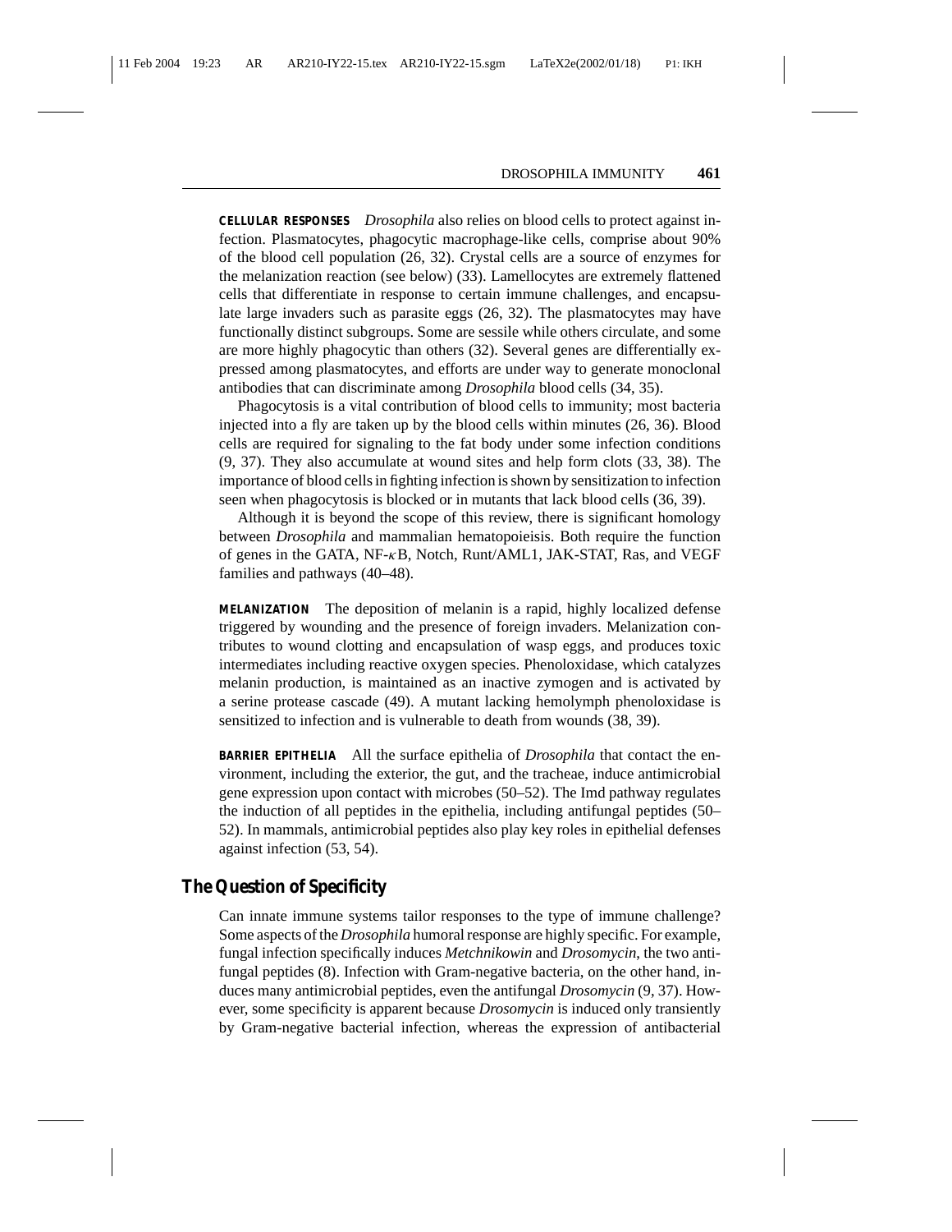**CELLULAR RESPONSES** *Drosophila* also relies on blood cells to protect against infection. Plasmatocytes, phagocytic macrophage-like cells, comprise about 90% of the blood cell population (26, 32). Crystal cells are a source of enzymes for the melanization reaction (see below) (33). Lamellocytes are extremely flattened cells that differentiate in response to certain immune challenges, and encapsulate large invaders such as parasite eggs (26, 32). The plasmatocytes may have functionally distinct subgroups. Some are sessile while others circulate, and some are more highly phagocytic than others (32). Several genes are differentially expressed among plasmatocytes, and efforts are under way to generate monoclonal antibodies that can discriminate among *Drosophila* blood cells (34, 35).

Phagocytosis is a vital contribution of blood cells to immunity; most bacteria injected into a fly are taken up by the blood cells within minutes (26, 36). Blood cells are required for signaling to the fat body under some infection conditions (9, 37). They also accumulate at wound sites and help form clots (33, 38). The importance of blood cells in fighting infection is shown by sensitization to infection seen when phagocytosis is blocked or in mutants that lack blood cells (36, 39).

Although it is beyond the scope of this review, there is significant homology between *Drosophila* and mammalian hematopoieisis. Both require the function of genes in the GATA, NF-$\kappa$B, Notch, Runt/AML1, JAK-STAT, Ras, and VEGF families and pathways (40–48).

**MELANIZATION** The deposition of melanin is a rapid, highly localized defense triggered by wounding and the presence of foreign invaders. Melanization contributes to wound clotting and encapsulation of wasp eggs, and produces toxic intermediates including reactive oxygen species. Phenoloxidase, which catalyzes melanin production, is maintained as an inactive zymogen and is activated by a serine protease cascade (49). A mutant lacking hemolymph phenoloxidase is sensitized to infection and is vulnerable to death from wounds (38, 39).

**BARRIER EPITHELIA** All the surface epithelia of *Drosophila* that contact the environment, including the exterior, the gut, and the tracheae, induce antimicrobial gene expression upon contact with microbes (50–52). The Imd pathway regulates the induction of all peptides in the epithelia, including antifungal peptides (50–52). In mammals, antimicrobial peptides also play key roles in epithelial defenses against infection (53, 54).

## The Question of Specificity

Can innate immune systems tailor responses to the type of immune challenge? Some aspects of the *Drosophila* humoral response are highly specific. For example, fungal infection specifically induces *Metchnikowin* and *Drosomycin*, the two antifungal peptides (8). Infection with Gram-negative bacteria, on the other hand, induces many antimicrobial peptides, even the antifungal *Drosomycin* (9, 37). However, some specificity is apparent because *Drosomycin* is induced only transiently by Gram-negative bacterial infection, whereas the expression of antibacterial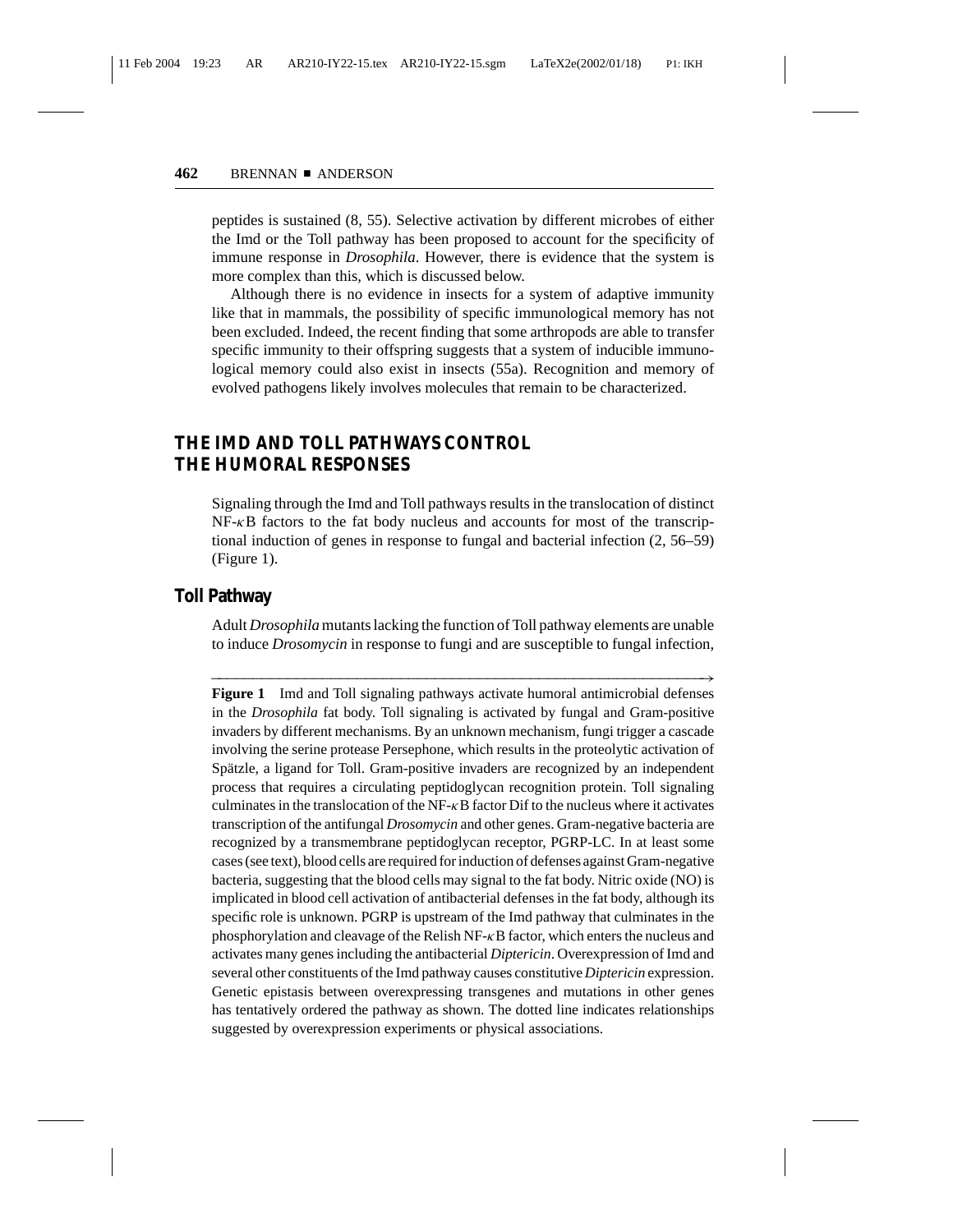peptides is sustained (8, 55). Selective activation by different microbes of either the Imd or the Toll pathway has been proposed to account for the specificity of immune response in *Drosophila*. However, there is evidence that the system is more complex than this, which is discussed below.

Although there is no evidence in insects for a system of adaptive immunity like that in mammals, the possibility of specific immunological memory has not been excluded. Indeed, the recent finding that some arthropods are able to transfer specific immunity to their offspring suggests that a system of inducible immunological memory could also exist in insects (55a). Recognition and memory of evolved pathogens likely involves molecules that remain to be characterized.

## THE IMD AND TOLL PATHWAYS CONTROL THE HUMORAL RESPONSES

Signaling through the Imd and Toll pathways results in the translocation of distinct NF-$\kappa$B factors to the fat body nucleus and accounts for most of the transcriptional induction of genes in response to fungal and bacterial infection (2, 56–59) (Figure 1).

### Toll Pathway

Adult *Drosophila* mutants lacking the function of Toll pathway elements are unable to induce *Drosomycin* in response to fungi and are susceptible to fungal infection,

**Figure 1** Imd and Toll signaling pathways activate humoral antimicrobial defenses in the *Drosophila* fat body. Toll signaling is activated by fungal and Gram-positive invaders by different mechanisms. By an unknown mechanism, fungi trigger a cascade involving the serine protease Persephone, which results in the proteolytic activation of Spätzle, a ligand for Toll. Gram-positive invaders are recognized by an independent process that requires a circulating peptidoglycan recognition protein. Toll signaling culminates in the translocation of the NF-$\kappa$B factor Dif to the nucleus where it activates transcription of the antifungal *Drosomycin* and other genes. Gram-negative bacteria are recognized by a transmembrane peptidoglycan receptor, PGRP-LC. In at least some cases (see text), blood cells are required for induction of defenses against Gram-negative bacteria, suggesting that the blood cells may signal to the fat body. Nitric oxide (NO) is implicated in blood cell activation of antibacterial defenses in the fat body, although its specific role is unknown. PGRP is upstream of the Imd pathway that culminates in the phosphorylation and cleavage of the Relish NF-$\kappa$B factor, which enters the nucleus and activates many genes including the antibacterial *Diptericin*. Overexpression of Imd and several other constituents of the Imd pathway causes constitutive *Diptericin* expression. Genetic epistasis between overexpressing transgenes and mutations in other genes has tentatively ordered the pathway as shown. The dotted line indicates relationships suggested by overexpression experiments or physical associations.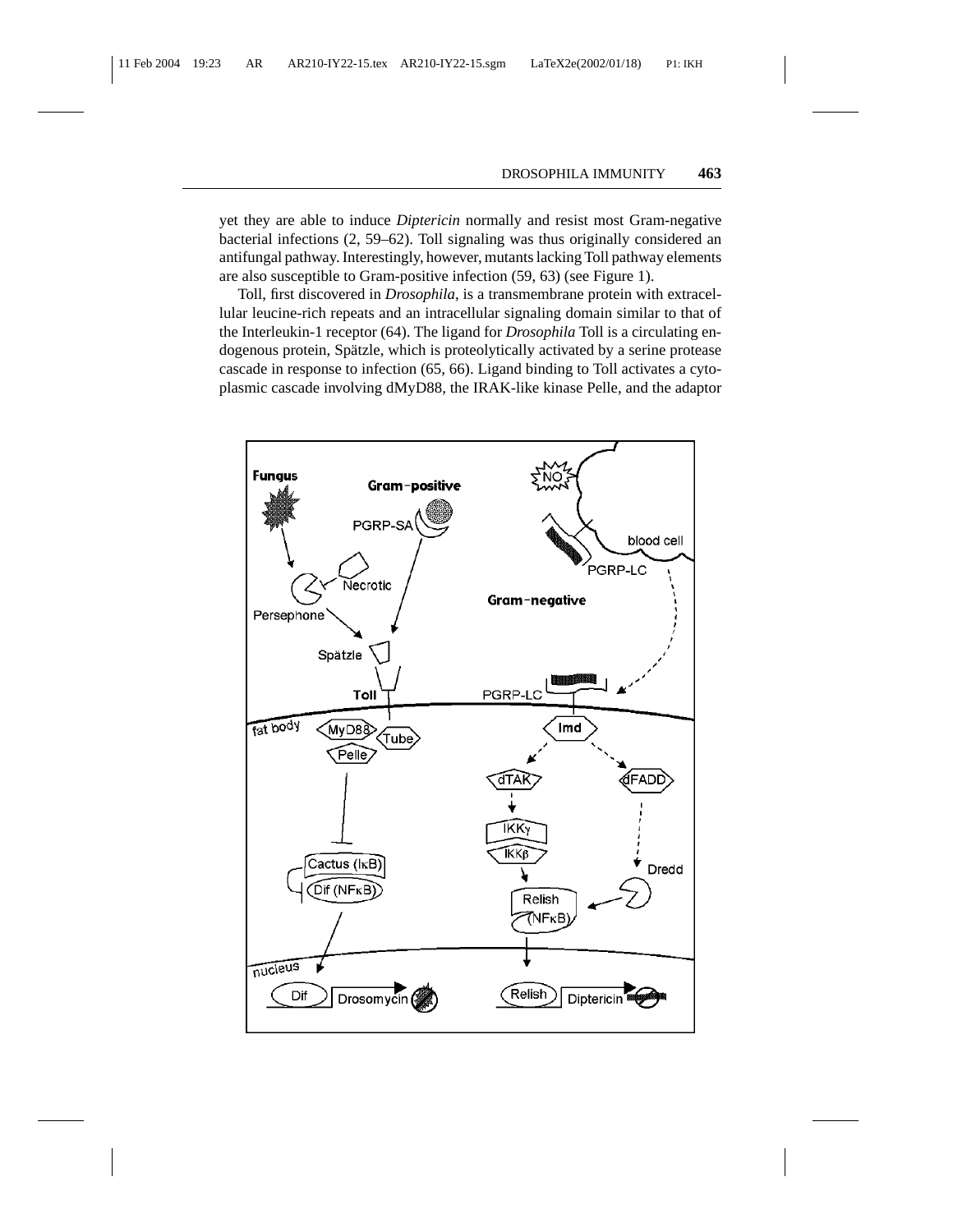yet they are able to induce *Diptericin* normally and resist most Gram-negative bacterial infections (2, 59–62). Toll signaling was thus originally considered an antifungal pathway. Interestingly, however, mutants lacking Toll pathway elements are also susceptible to Gram-positive infection (59, 63) (see Figure 1).

Toll, first discovered in *Drosophila*, is a transmembrane protein with extracellular leucine-rich repeats and an intracellular signaling domain similar to that of the Interleukin-1 receptor (64). The ligand for *Drosophila* Toll is a circulating endogenous protein, Spätzle, which is proteolytically activated by a serine protease cascade in response to infection (65, 66). Ligand binding to Toll activates a cytoplasmic cascade involving dMyD88, the IRAK-like kinase Pelle, and the adaptor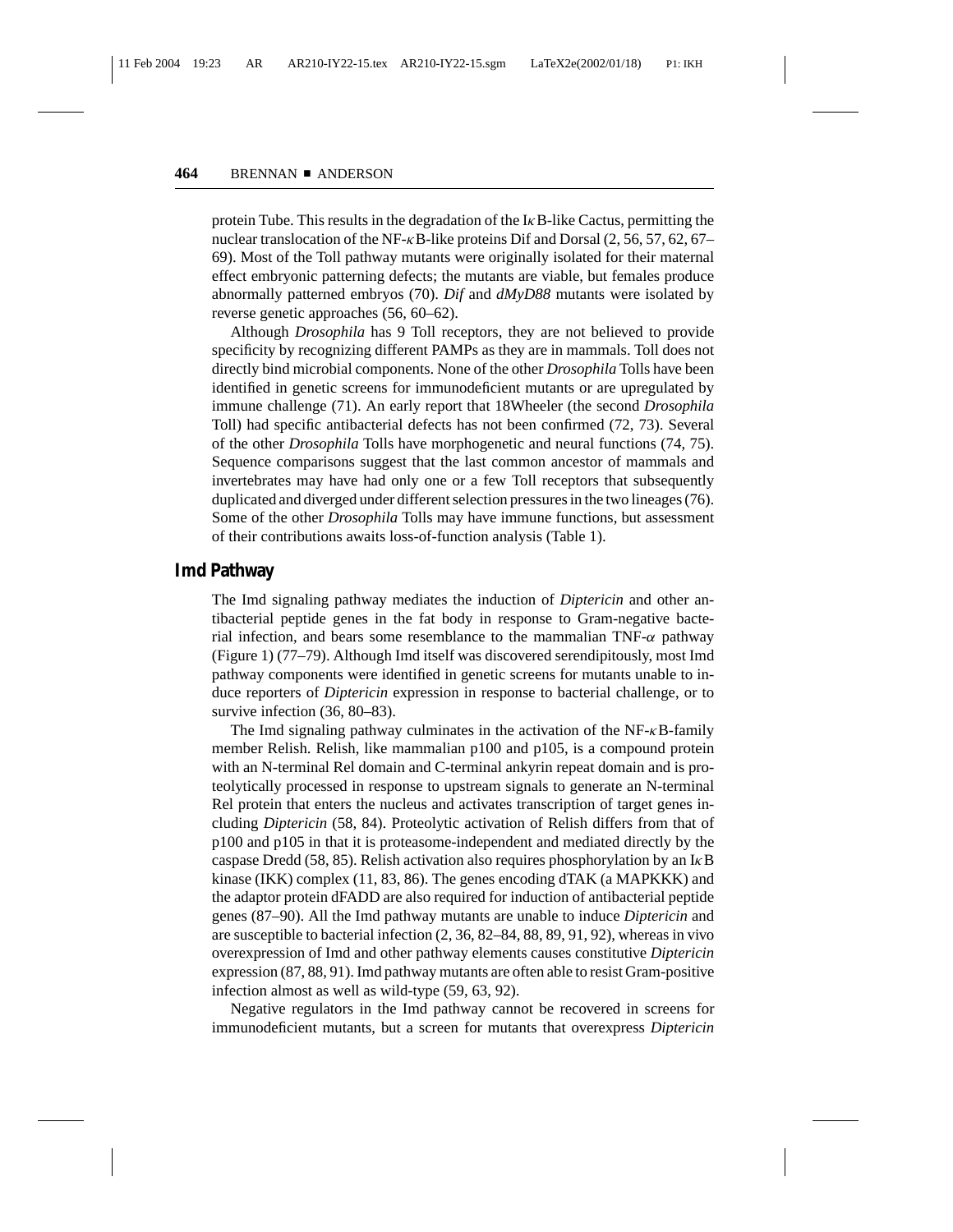protein Tube. This results in the degradation of the IκB-like Cactus, permitting the nuclear translocation of the NF-κB-like proteins Dif and Dorsal (2, 56, 57, 62, 67–69). Most of the Toll pathway mutants were originally isolated for their maternal effect embryonic patterning defects; the mutants are viable, but females produce abnormally patterned embryos (70). *Dif* and *dMyD88* mutants were isolated by reverse genetic approaches (56, 60–62).

Although *Drosophila* has 9 Toll receptors, they are not believed to provide specificity by recognizing different PAMPs as they are in mammals. Toll does not directly bind microbial components. None of the other *Drosophila* Tolls have been identified in genetic screens for immunodeficient mutants or are upregulated by immune challenge (71). An early report that 18Wheeler (the second *Drosophila* Toll) had specific antibacterial defects has not been confirmed (72, 73). Several of the other *Drosophila* Tolls have morphogenetic and neural functions (74, 75). Sequence comparisons suggest that the last common ancestor of mammals and invertebrates may have had only one or a few Toll receptors that subsequently duplicated and diverged under different selection pressures in the two lineages (76). Some of the other *Drosophila* Tolls may have immune functions, but assessment of their contributions awaits loss-of-function analysis (Table 1).

## Imd Pathway

The Imd signaling pathway mediates the induction of *Diptericin* and other antibacterial peptide genes in the fat body in response to Gram-negative bacterial infection, and bears some resemblance to the mammalian TNF-$\alpha$ pathway (Figure 1) (77–79). Although Imd itself was discovered serendipitously, most Imd pathway components were identified in genetic screens for mutants unable to induce reporters of *Diptericin* expression in response to bacterial challenge, or to survive infection (36, 80–83).

The Imd signaling pathway culminates in the activation of the NF-κB-family member Relish. Relish, like mammalian p100 and p105, is a compound protein with an N-terminal Rel domain and C-terminal ankyrin repeat domain and is proteolytically processed in response to upstream signals to generate an N-terminal Rel protein that enters the nucleus and activates transcription of target genes including *Diptericin* (58, 84). Proteolytic activation of Relish differs from that of p100 and p105 in that it is proteasome-independent and mediated directly by the caspase Dredd (58, 85). Relish activation also requires phosphorylation by an IκB kinase (IKK) complex (11, 83, 86). The genes encoding dTAK (a MAPKKK) and the adaptor protein dFADD are also required for induction of antibacterial peptide genes (87–90). All the Imd pathway mutants are unable to induce *Diptericin* and are susceptible to bacterial infection (2, 36, 82–84, 88, 89, 91, 92), whereas in vivo overexpression of Imd and other pathway elements causes constitutive *Diptericin* expression (87, 88, 91). Imd pathway mutants are often able to resist Gram-positive infection almost as well as wild-type (59, 63, 92).

Negative regulators in the Imd pathway cannot be recovered in screens for immunodeficient mutants, but a screen for mutants that overexpress *Diptericin*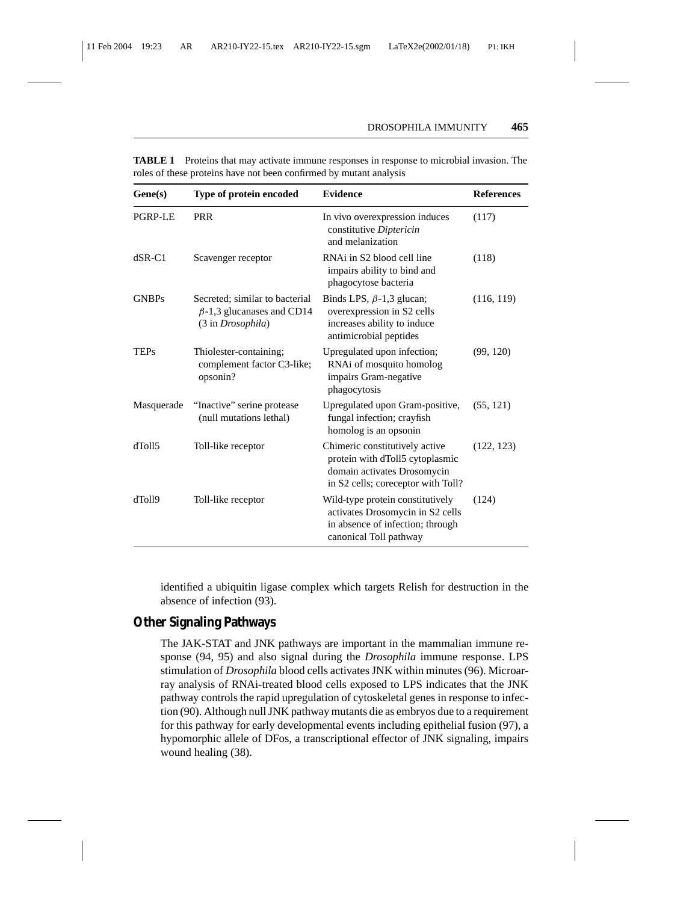**TABLE 1** Proteins that may activate immune responses in response to microbial invasion. The roles of these proteins have not been confirmed by mutant analysis

| Gene(s) | Type of protein encoded | Evidence | References |
|---|---|---|---|
| PGRP-LE | PRR | In vivo overexpression induces constitutive *Diptericin* and melanization | (117) |
| dSR-C1 | Scavenger receptor | RNAi in S2 blood cell line impairs ability to bind and phagocytose bacteria | (118) |
| GNBPs | Secreted; similar to bacterial $\beta$-1,3 glucanases and CD14 (3 in *Drosophila*) | Binds LPS, $\beta$-1,3 glucan; overexpression in S2 cells increases ability to induce antimicrobial peptides | (116, 119) |
| TEPs | Thiolester-containing; complement factor C3-like; opsonin? | Upregulated upon infection; RNAi of mosquito homolog impairs Gram-negative phagocytosis | (99, 120) |
| Masquerade | "Inactive" serine protease (null mutations lethal) | Upregulated upon Gram-positive, fungal infection; crayfish homolog is an opsonin | (55, 121) |
| dToll5 | Toll-like receptor | Chimeric constitutively active protein with dToll5 cytoplasmic domain activates Drosomycin in S2 cells; coreceptor with Toll? | (122, 123) |
| dToll9 | Toll-like receptor | Wild-type protein constitutively activates Drosomycin in S2 cells in absence of infection; through canonical Toll pathway | (124) |

identified a ubiquitin ligase complex which targets Relish for destruction in the absence of infection (93).

## Other Signaling Pathways

The JAK-STAT and JNK pathways are important in the mammalian immune response (94, 95) and also signal during the *Drosophila* immune response. LPS stimulation of *Drosophila* blood cells activates JNK within minutes (96). Microarray analysis of RNAi-treated blood cells exposed to LPS indicates that the JNK pathway controls the rapid upregulation of cytoskeletal genes in response to infection (90). Although null JNK pathway mutants die as embryos due to a requirement for this pathway for early developmental events including epithelial fusion (97), a hypomorphic allele of DFos, a transcriptional effector of JNK signaling, impairs wound healing (38).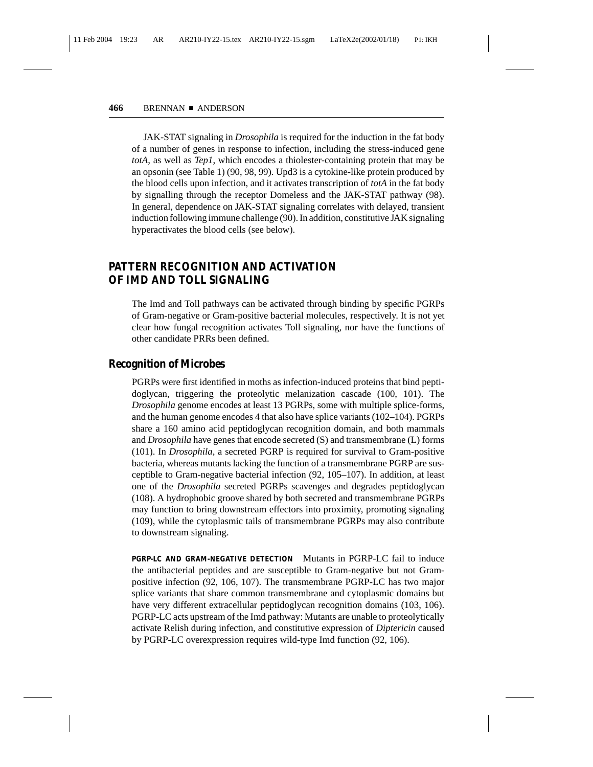JAK-STAT signaling in *Drosophila* is required for the induction in the fat body of a number of genes in response to infection, including the stress-induced gene *totA*, as well as *Tep1*, which encodes a thiolester-containing protein that may be an opsonin (see Table 1) (90, 98, 99). Upd3 is a cytokine-like protein produced by the blood cells upon infection, and it activates transcription of *totA* in the fat body by signalling through the receptor Domeless and the JAK-STAT pathway (98). In general, dependence on JAK-STAT signaling correlates with delayed, transient induction following immune challenge (90). In addition, constitutive JAK signaling hyperactivates the blood cells (see below).

## PATTERN RECOGNITION AND ACTIVATION OF IMD AND TOLL SIGNALING

The Imd and Toll pathways can be activated through binding by specific PGRPs of Gram-negative or Gram-positive bacterial molecules, respectively. It is not yet clear how fungal recognition activates Toll signaling, nor have the functions of other candidate PRRs been defined.

### Recognition of Microbes

PGRPs were first identified in moths as infection-induced proteins that bind peptidoglycan, triggering the proteolytic melanization cascade (100, 101). The *Drosophila* genome encodes at least 13 PGRPs, some with multiple splice-forms, and the human genome encodes 4 that also have splice variants (102–104). PGRPs share a 160 amino acid peptidoglycan recognition domain, and both mammals and *Drosophila* have genes that encode secreted (S) and transmembrane (L) forms (101). In *Drosophila*, a secreted PGRP is required for survival to Gram-positive bacteria, whereas mutants lacking the function of a transmembrane PGRP are susceptible to Gram-negative bacterial infection (92, 105–107). In addition, at least one of the *Drosophila* secreted PGRPs scavenges and degrades peptidoglycan (108). A hydrophobic groove shared by both secreted and transmembrane PGRPs may function to bring downstream effectors into proximity, promoting signaling (109), while the cytoplasmic tails of transmembrane PGRPs may also contribute to downstream signaling.

**PGRP-LC AND GRAM-NEGATIVE DETECTION** Mutants in PGRP-LC fail to induce the antibacterial peptides and are susceptible to Gram-negative but not Gram-positive infection (92, 106, 107). The transmembrane PGRP-LC has two major splice variants that share common transmembrane and cytoplasmic domains but have very different extracellular peptidoglycan recognition domains (103, 106). PGRP-LC acts upstream of the Imd pathway: Mutants are unable to proteolytically activate Relish during infection, and constitutive expression of *Diptericin* caused by PGRP-LC overexpression requires wild-type Imd function (92, 106).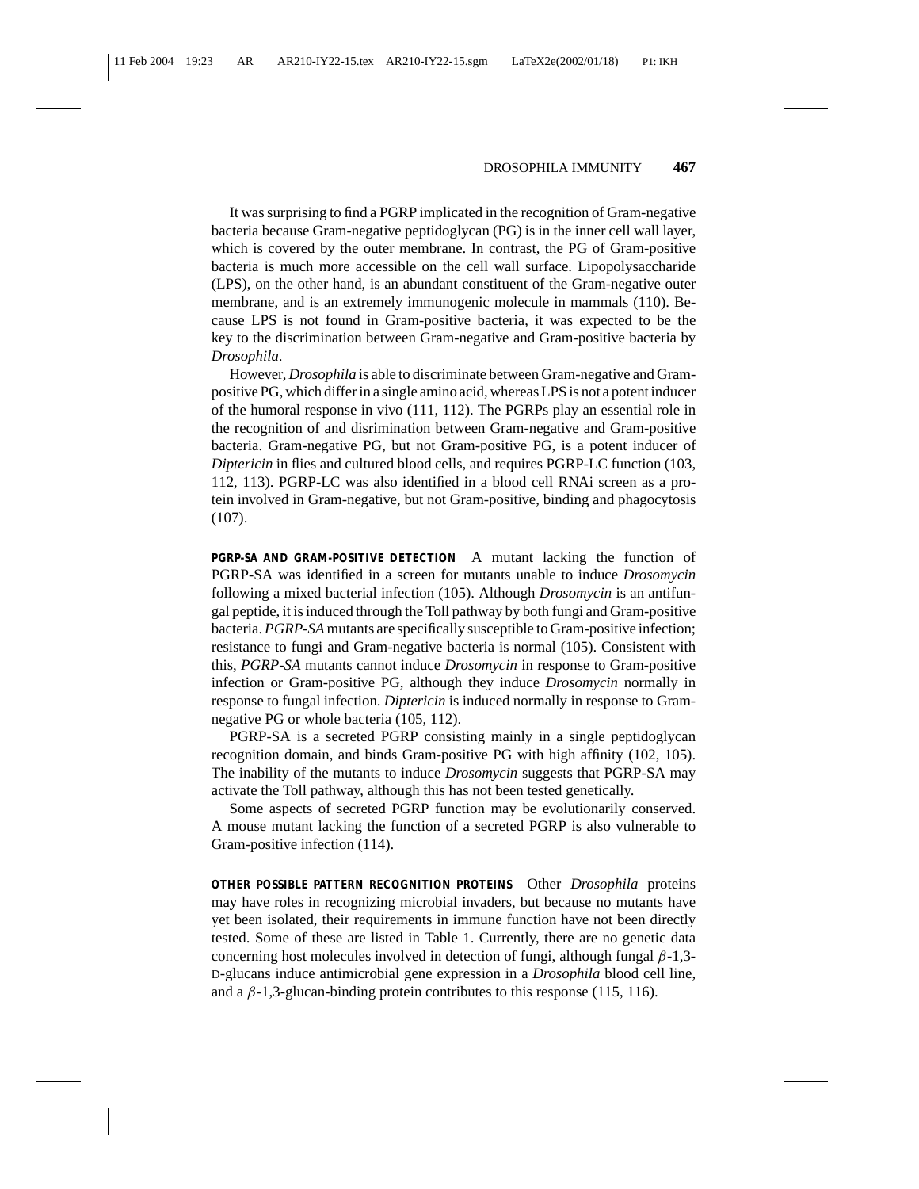It was surprising to find a PGRP implicated in the recognition of Gram-negative bacteria because Gram-negative peptidoglycan (PG) is in the inner cell wall layer, which is covered by the outer membrane. In contrast, the PG of Gram-positive bacteria is much more accessible on the cell wall surface. Lipopolysaccharide (LPS), on the other hand, is an abundant constituent of the Gram-negative outer membrane, and is an extremely immunogenic molecule in mammals (110). Because LPS is not found in Gram-positive bacteria, it was expected to be the key to the discrimination between Gram-negative and Gram-positive bacteria by *Drosophila*.

However, *Drosophila* is able to discriminate between Gram-negative and Gram-positive PG, which differ in a single amino acid, whereas LPS is not a potent inducer of the humoral response in vivo (111, 112). The PGRPs play an essential role in the recognition of and disrimination between Gram-negative and Gram-positive bacteria. Gram-negative PG, but not Gram-positive PG, is a potent inducer of *Diptericin* in flies and cultured blood cells, and requires PGRP-LC function (103, 112, 113). PGRP-LC was also identified in a blood cell RNAi screen as a protein involved in Gram-negative, but not Gram-positive, binding and phagocytosis (107).

**PGRP-SA AND GRAM-POSITIVE DETECTION** A mutant lacking the function of PGRP-SA was identified in a screen for mutants unable to induce *Drosomycin* following a mixed bacterial infection (105). Although *Drosomycin* is an antifungal peptide, it is induced through the Toll pathway by both fungi and Gram-positive bacteria. *PGRP-SA* mutants are specifically susceptible to Gram-positive infection; resistance to fungi and Gram-negative bacteria is normal (105). Consistent with this, *PGRP-SA* mutants cannot induce *Drosomycin* in response to Gram-positive infection or Gram-positive PG, although they induce *Drosomycin* normally in response to fungal infection. *Diptericin* is induced normally in response to Gram-negative PG or whole bacteria (105, 112).

PGRP-SA is a secreted PGRP consisting mainly in a single peptidoglycan recognition domain, and binds Gram-positive PG with high affinity (102, 105). The inability of the mutants to induce *Drosomycin* suggests that PGRP-SA may activate the Toll pathway, although this has not been tested genetically.

Some aspects of secreted PGRP function may be evolutionarily conserved. A mouse mutant lacking the function of a secreted PGRP is also vulnerable to Gram-positive infection (114).

**OTHER POSSIBLE PATTERN RECOGNITION PROTEINS** Other *Drosophila* proteins may have roles in recognizing microbial invaders, but because no mutants have yet been isolated, their requirements in immune function have not been directly tested. Some of these are listed in Table 1. Currently, there are no genetic data concerning host molecules involved in detection of fungi, although fungal $\beta$-1,3-D-glucans induce antimicrobial gene expression in a *Drosophila* blood cell line, and a $\beta$-1,3-glucan-binding protein contributes to this response (115, 116).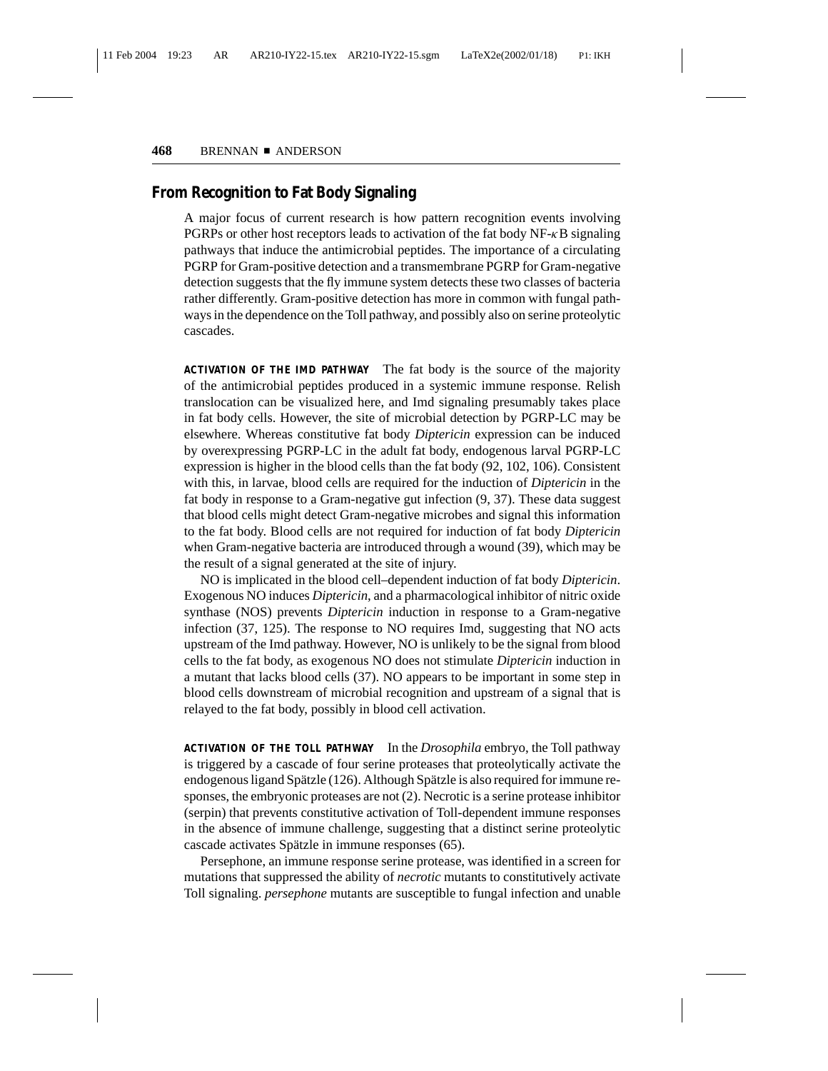## From Recognition to Fat Body Signaling

A major focus of current research is how pattern recognition events involving PGRPs or other host receptors leads to activation of the fat body NF-$\kappa$B signaling pathways that induce the antimicrobial peptides. The importance of a circulating PGRP for Gram-positive detection and a transmembrane PGRP for Gram-negative detection suggests that the fly immune system detects these two classes of bacteria rather differently. Gram-positive detection has more in common with fungal pathways in the dependence on the Toll pathway, and possibly also on serine proteolytic cascades.

**ACTIVATION OF THE IMD PATHWAY** The fat body is the source of the majority of the antimicrobial peptides produced in a systemic immune response. Relish translocation can be visualized here, and Imd signaling presumably takes place in fat body cells. However, the site of microbial detection by PGRP-LC may be elsewhere. Whereas constitutive fat body *Diptericin* expression can be induced by overexpressing PGRP-LC in the adult fat body, endogenous larval PGRP-LC expression is higher in the blood cells than the fat body (92, 102, 106). Consistent with this, in larvae, blood cells are required for the induction of *Diptericin* in the fat body in response to a Gram-negative gut infection (9, 37). These data suggest that blood cells might detect Gram-negative microbes and signal this information to the fat body. Blood cells are not required for induction of fat body *Diptericin* when Gram-negative bacteria are introduced through a wound (39), which may be the result of a signal generated at the site of injury.

NO is implicated in the blood cell–dependent induction of fat body *Diptericin*. Exogenous NO induces *Diptericin*, and a pharmacological inhibitor of nitric oxide synthase (NOS) prevents *Diptericin* induction in response to a Gram-negative infection (37, 125). The response to NO requires Imd, suggesting that NO acts upstream of the Imd pathway. However, NO is unlikely to be the signal from blood cells to the fat body, as exogenous NO does not stimulate *Diptericin* induction in a mutant that lacks blood cells (37). NO appears to be important in some step in blood cells downstream of microbial recognition and upstream of a signal that is relayed to the fat body, possibly in blood cell activation.

**ACTIVATION OF THE TOLL PATHWAY** In the *Drosophila* embryo, the Toll pathway is triggered by a cascade of four serine proteases that proteolytically activate the endogenous ligand Spätzle (126). Although Spätzle is also required for immune responses, the embryonic proteases are not (2). Necrotic is a serine protease inhibitor (serpin) that prevents constitutive activation of Toll-dependent immune responses in the absence of immune challenge, suggesting that a distinct serine proteolytic cascade activates Spätzle in immune responses (65).

Persephone, an immune response serine protease, was identified in a screen for mutations that suppressed the ability of *necrotic* mutants to constitutively activate Toll signaling. *persephone* mutants are susceptible to fungal infection and unable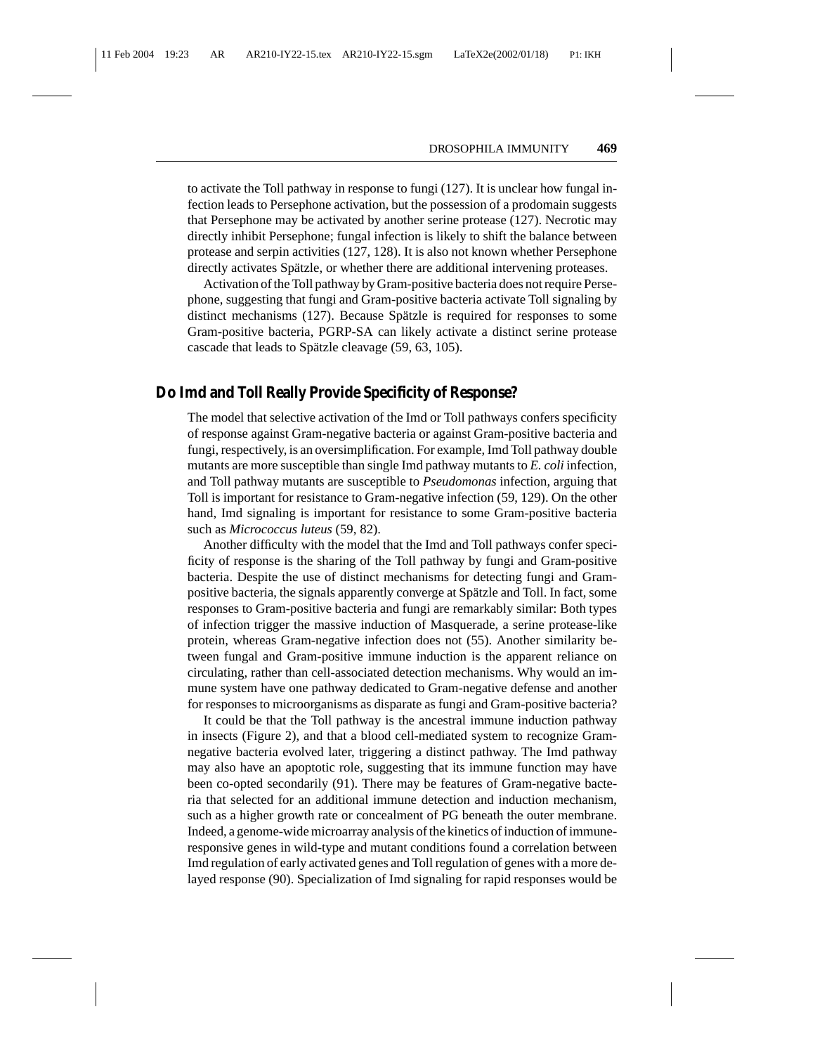to activate the Toll pathway in response to fungi (127). It is unclear how fungal infection leads to Persephone activation, but the possession of a prodomain suggests that Persephone may be activated by another serine protease (127). Necrotic may directly inhibit Persephone; fungal infection is likely to shift the balance between protease and serpin activities (127, 128). It is also not known whether Persephone directly activates Spätzle, or whether there are additional intervening proteases.

Activation of the Toll pathway by Gram-positive bacteria does not require Persephone, suggesting that fungi and Gram-positive bacteria activate Toll signaling by distinct mechanisms (127). Because Spätzle is required for responses to some Gram-positive bacteria, PGRP-SA can likely activate a distinct serine protease cascade that leads to Spätzle cleavage (59, 63, 105).

## Do Imd and Toll Really Provide Specificity of Response?

The model that selective activation of the Imd or Toll pathways confers specificity of response against Gram-negative bacteria or against Gram-positive bacteria and fungi, respectively, is an oversimplification. For example, Imd Toll pathway double mutants are more susceptible than single Imd pathway mutants to *E. coli* infection, and Toll pathway mutants are susceptible to *Pseudomonas* infection, arguing that Toll is important for resistance to Gram-negative infection (59, 129). On the other hand, Imd signaling is important for resistance to some Gram-positive bacteria such as *Micrococcus luteus* (59, 82).

Another difficulty with the model that the Imd and Toll pathways confer specificity of response is the sharing of the Toll pathway by fungi and Gram-positive bacteria. Despite the use of distinct mechanisms for detecting fungi and Gram-positive bacteria, the signals apparently converge at Spätzle and Toll. In fact, some responses to Gram-positive bacteria and fungi are remarkably similar: Both types of infection trigger the massive induction of Masquerade, a serine protease-like protein, whereas Gram-negative infection does not (55). Another similarity between fungal and Gram-positive immune induction is the apparent reliance on circulating, rather than cell-associated detection mechanisms. Why would an immune system have one pathway dedicated to Gram-negative defense and another for responses to microorganisms as disparate as fungi and Gram-positive bacteria?

It could be that the Toll pathway is the ancestral immune induction pathway in insects (Figure 2), and that a blood cell-mediated system to recognize Gram-negative bacteria evolved later, triggering a distinct pathway. The Imd pathway may also have an apoptotic role, suggesting that its immune function may have been co-opted secondarily (91). There may be features of Gram-negative bacteria that selected for an additional immune detection and induction mechanism, such as a higher growth rate or concealment of PG beneath the outer membrane. Indeed, a genome-wide microarray analysis of the kinetics of induction of immune-responsive genes in wild-type and mutant conditions found a correlation between Imd regulation of early activated genes and Toll regulation of genes with a more delayed response (90). Specialization of Imd signaling for rapid responses would be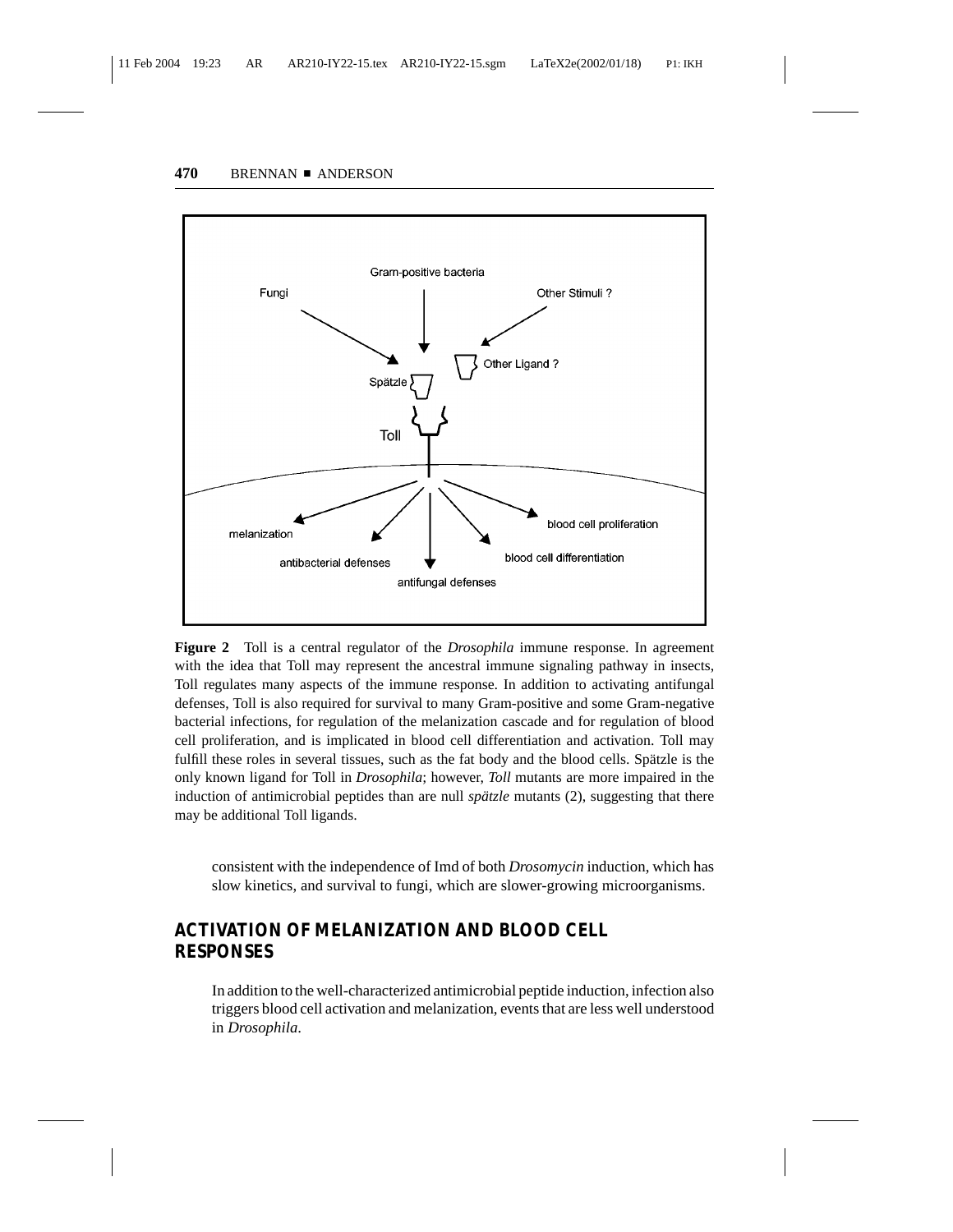**Figure 2** Toll is a central regulator of the *Drosophila* immune response. In agreement with the idea that Toll may represent the ancestral immune signaling pathway in insects, Toll regulates many aspects of the immune response. In addition to activating antifungal defenses, Toll is also required for survival to many Gram-positive and some Gram-negative bacterial infections, for regulation of the melanization cascade and for regulation of blood cell proliferation, and is implicated in blood cell differentiation and activation. Toll may fulfill these roles in several tissues, such as the fat body and the blood cells. Spätzle is the only known ligand for Toll in *Drosophila*; however, *Toll* mutants are more impaired in the induction of antimicrobial peptides than are null *spätzle* mutants (2), suggesting that there may be additional Toll ligands.

consistent with the independence of Imd of both *Drosomycin* induction, which has slow kinetics, and survival to fungi, which are slower-growing microorganisms.

## ACTIVATION OF MELANIZATION AND BLOOD CELL RESPONSES

In addition to the well-characterized antimicrobial peptide induction, infection also triggers blood cell activation and melanization, events that are less well understood in *Drosophila*.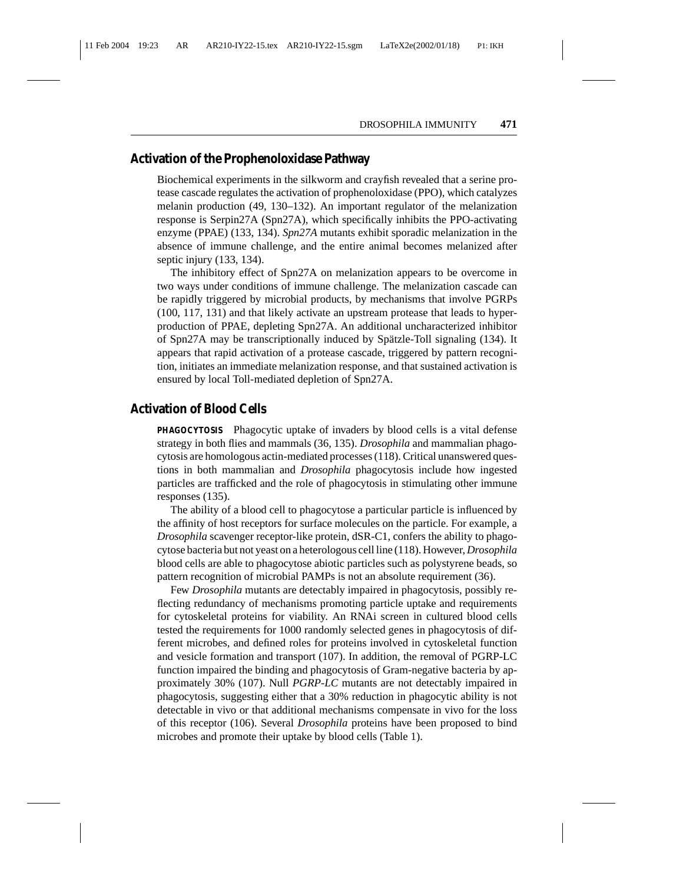## Activation of the Prophenoloxidase Pathway

Biochemical experiments in the silkworm and crayfish revealed that a serine protease cascade regulates the activation of prophenoloxidase (PPO), which catalyzes melanin production (49, 130–132). An important regulator of the melanization response is Serpin27A (Spn27A), which specifically inhibits the PPO-activating enzyme (PPAE) (133, 134). *Spn27A* mutants exhibit sporadic melanization in the absence of immune challenge, and the entire animal becomes melanized after septic injury (133, 134).

The inhibitory effect of Spn27A on melanization appears to be overcome in two ways under conditions of immune challenge. The melanization cascade can be rapidly triggered by microbial products, by mechanisms that involve PGRPs (100, 117, 131) and that likely activate an upstream protease that leads to hyperproduction of PPAE, depleting Spn27A. An additional uncharacterized inhibitor of Spn27A may be transcriptionally induced by Spätzle-Toll signaling (134). It appears that rapid activation of a protease cascade, triggered by pattern recognition, initiates an immediate melanization response, and that sustained activation is ensured by local Toll-mediated depletion of Spn27A.

## Activation of Blood Cells

**PHAGOCYTOSIS** Phagocytic uptake of invaders by blood cells is a vital defense strategy in both flies and mammals (36, 135). *Drosophila* and mammalian phagocytosis are homologous actin-mediated processes (118). Critical unanswered questions in both mammalian and *Drosophila* phagocytosis include how ingested particles are trafficked and the role of phagocytosis in stimulating other immune responses (135).

The ability of a blood cell to phagocytose a particular particle is influenced by the affinity of host receptors for surface molecules on the particle. For example, a *Drosophila* scavenger receptor-like protein, dSR-C1, confers the ability to phagocytose bacteria but not yeast on a heterologous cell line (118). However, *Drosophila* blood cells are able to phagocytose abiotic particles such as polystyrene beads, so pattern recognition of microbial PAMPs is not an absolute requirement (36).

Few *Drosophila* mutants are detectably impaired in phagocytosis, possibly reflecting redundancy of mechanisms promoting particle uptake and requirements for cytoskeletal proteins for viability. An RNAi screen in cultured blood cells tested the requirements for 1000 randomly selected genes in phagocytosis of different microbes, and defined roles for proteins involved in cytoskeletal function and vesicle formation and transport (107). In addition, the removal of PGRP-LC function impaired the binding and phagocytosis of Gram-negative bacteria by approximately 30% (107). Null *PGRP-LC* mutants are not detectably impaired in phagocytosis, suggesting either that a 30% reduction in phagocytic ability is not detectable in vivo or that additional mechanisms compensate in vivo for the loss of this receptor (106). Several *Drosophila* proteins have been proposed to bind microbes and promote their uptake by blood cells (Table 1).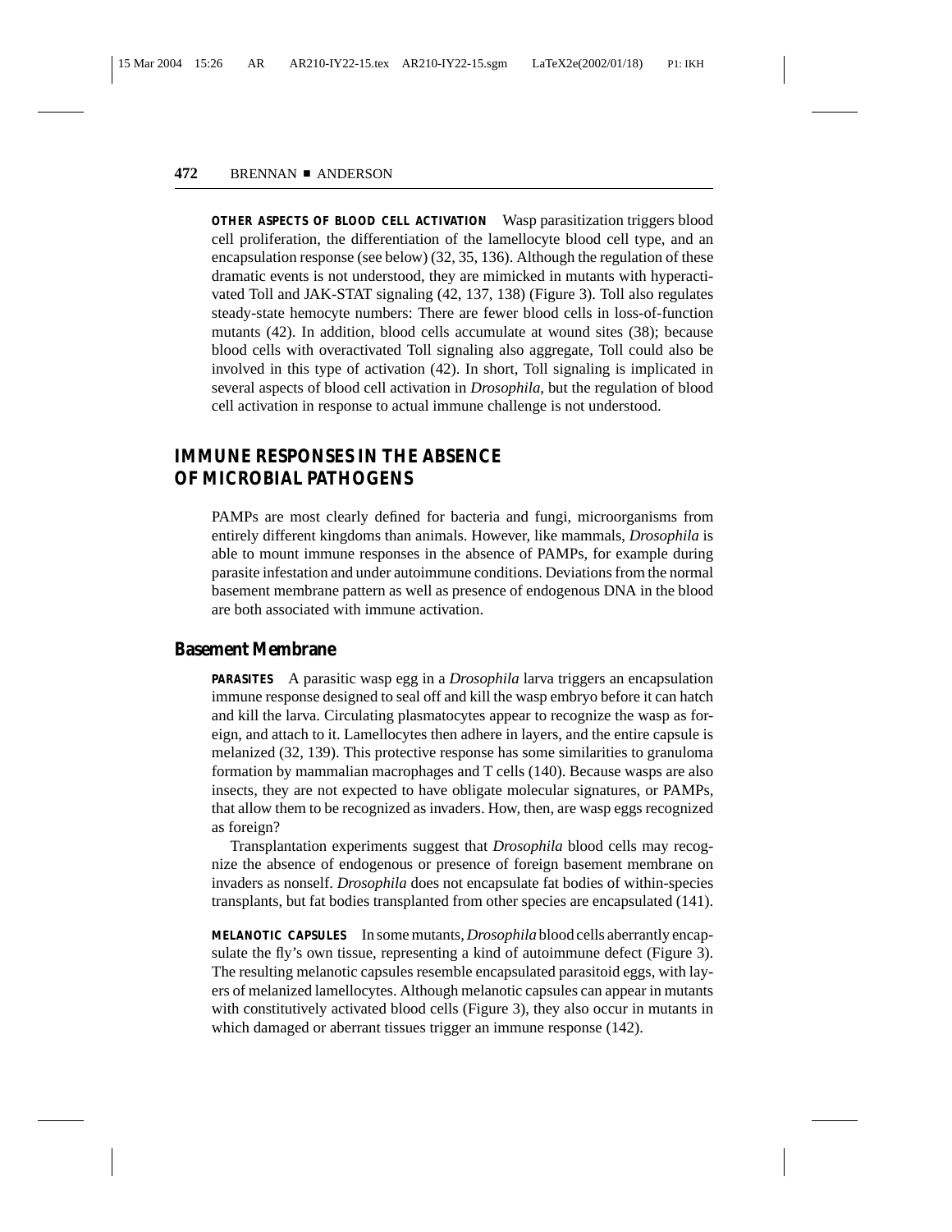**OTHER ASPECTS OF BLOOD CELL ACTIVATION** Wasp parasitization triggers blood cell proliferation, the differentiation of the lamellocyte blood cell type, and an encapsulation response (see below) (32, 35, 136). Although the regulation of these dramatic events is not understood, they are mimicked in mutants with hyperactivated Toll and JAK-STAT signaling (42, 137, 138) (Figure 3). Toll also regulates steady-state hemocyte numbers: There are fewer blood cells in loss-of-function mutants (42). In addition, blood cells accumulate at wound sites (38); because blood cells with overactivated Toll signaling also aggregate, Toll could also be involved in this type of activation (42). In short, Toll signaling is implicated in several aspects of blood cell activation in *Drosophila*, but the regulation of blood cell activation in response to actual immune challenge is not understood.

## IMMUNE RESPONSES IN THE ABSENCE OF MICROBIAL PATHOGENS

PAMPs are most clearly defined for bacteria and fungi, microorganisms from entirely different kingdoms than animals. However, like mammals, *Drosophila* is able to mount immune responses in the absence of PAMPs, for example during parasite infestation and under autoimmune conditions. Deviations from the normal basement membrane pattern as well as presence of endogenous DNA in the blood are both associated with immune activation.

### Basement Membrane

**PARASITES** A parasitic wasp egg in a *Drosophila* larva triggers an encapsulation immune response designed to seal off and kill the wasp embryo before it can hatch and kill the larva. Circulating plasmatocytes appear to recognize the wasp as foreign, and attach to it. Lamellocytes then adhere in layers, and the entire capsule is melanized (32, 139). This protective response has some similarities to granuloma formation by mammalian macrophages and T cells (140). Because wasps are also insects, they are not expected to have obligate molecular signatures, or PAMPs, that allow them to be recognized as invaders. How, then, are wasp eggs recognized as foreign?

Transplantation experiments suggest that *Drosophila* blood cells may recognize the absence of endogenous or presence of foreign basement membrane on invaders as nonself. *Drosophila* does not encapsulate fat bodies of within-species transplants, but fat bodies transplanted from other species are encapsulated (141).

**MELANOTIC CAPSULES** In some mutants, *Drosophila* blood cells aberrantly encapsulate the fly's own tissue, representing a kind of autoimmune defect (Figure 3). The resulting melanotic capsules resemble encapsulated parasitoid eggs, with layers of melanized lamellocytes. Although melanotic capsules can appear in mutants with constitutively activated blood cells (Figure 3), they also occur in mutants in which damaged or aberrant tissues trigger an immune response (142).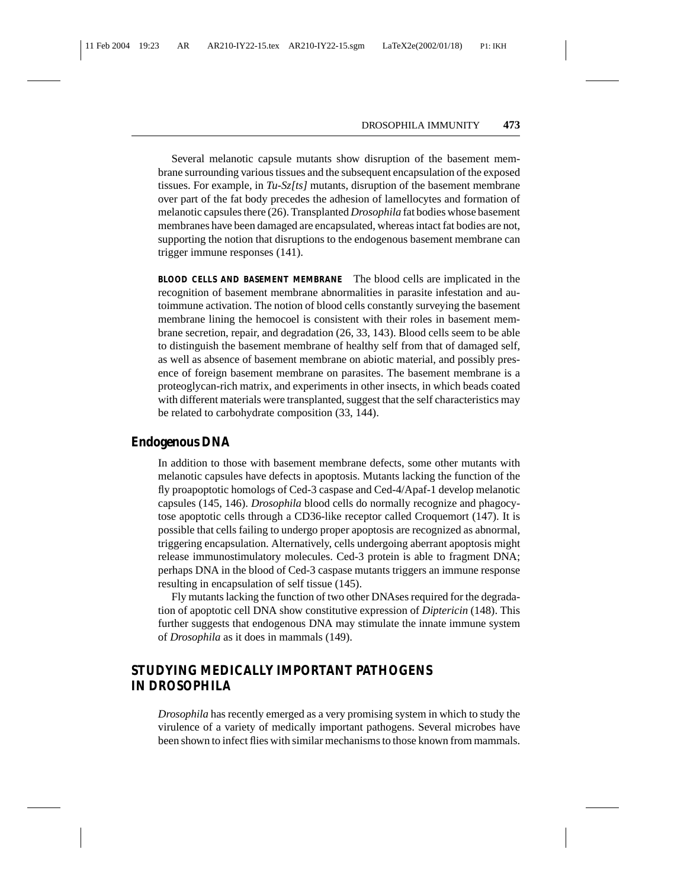Several melanotic capsule mutants show disruption of the basement membrane surrounding various tissues and the subsequent encapsulation of the exposed tissues. For example, in *Tu-Sz[ts]* mutants, disruption of the basement membrane over part of the fat body precedes the adhesion of lamellocytes and formation of melanotic capsules there (26). Transplanted *Drosophila* fat bodies whose basement membranes have been damaged are encapsulated, whereas intact fat bodies are not, supporting the notion that disruptions to the endogenous basement membrane can trigger immune responses (141).

**BLOOD CELLS AND BASEMENT MEMBRANE** The blood cells are implicated in the recognition of basement membrane abnormalities in parasite infestation and autoimmune activation. The notion of blood cells constantly surveying the basement membrane lining the hemocoel is consistent with their roles in basement membrane secretion, repair, and degradation (26, 33, 143). Blood cells seem to be able to distinguish the basement membrane of healthy self from that of damaged self, as well as absence of basement membrane on abiotic material, and possibly presence of foreign basement membrane on parasites. The basement membrane is a proteoglycan-rich matrix, and experiments in other insects, in which beads coated with different materials were transplanted, suggest that the self characteristics may be related to carbohydrate composition (33, 144).

### Endogenous DNA

In addition to those with basement membrane defects, some other mutants with melanotic capsules have defects in apoptosis. Mutants lacking the function of the fly proapoptotic homologs of Ced-3 caspase and Ced-4/Apaf-1 develop melanotic capsules (145, 146). *Drosophila* blood cells do normally recognize and phagocytose apoptotic cells through a CD36-like receptor called Croquemort (147). It is possible that cells failing to undergo proper apoptosis are recognized as abnormal, triggering encapsulation. Alternatively, cells undergoing aberrant apoptosis might release immunostimulatory molecules. Ced-3 protein is able to fragment DNA; perhaps DNA in the blood of Ced-3 caspase mutants triggers an immune response resulting in encapsulation of self tissue (145).

Fly mutants lacking the function of two other DNAses required for the degradation of apoptotic cell DNA show constitutive expression of *Diptericin* (148). This further suggests that endogenous DNA may stimulate the innate immune system of *Drosophila* as it does in mammals (149).

## STUDYING MEDICALLY IMPORTANT PATHOGENS IN DROSOPHILA

*Drosophila* has recently emerged as a very promising system in which to study the virulence of a variety of medically important pathogens. Several microbes have been shown to infect flies with similar mechanisms to those known from mammals.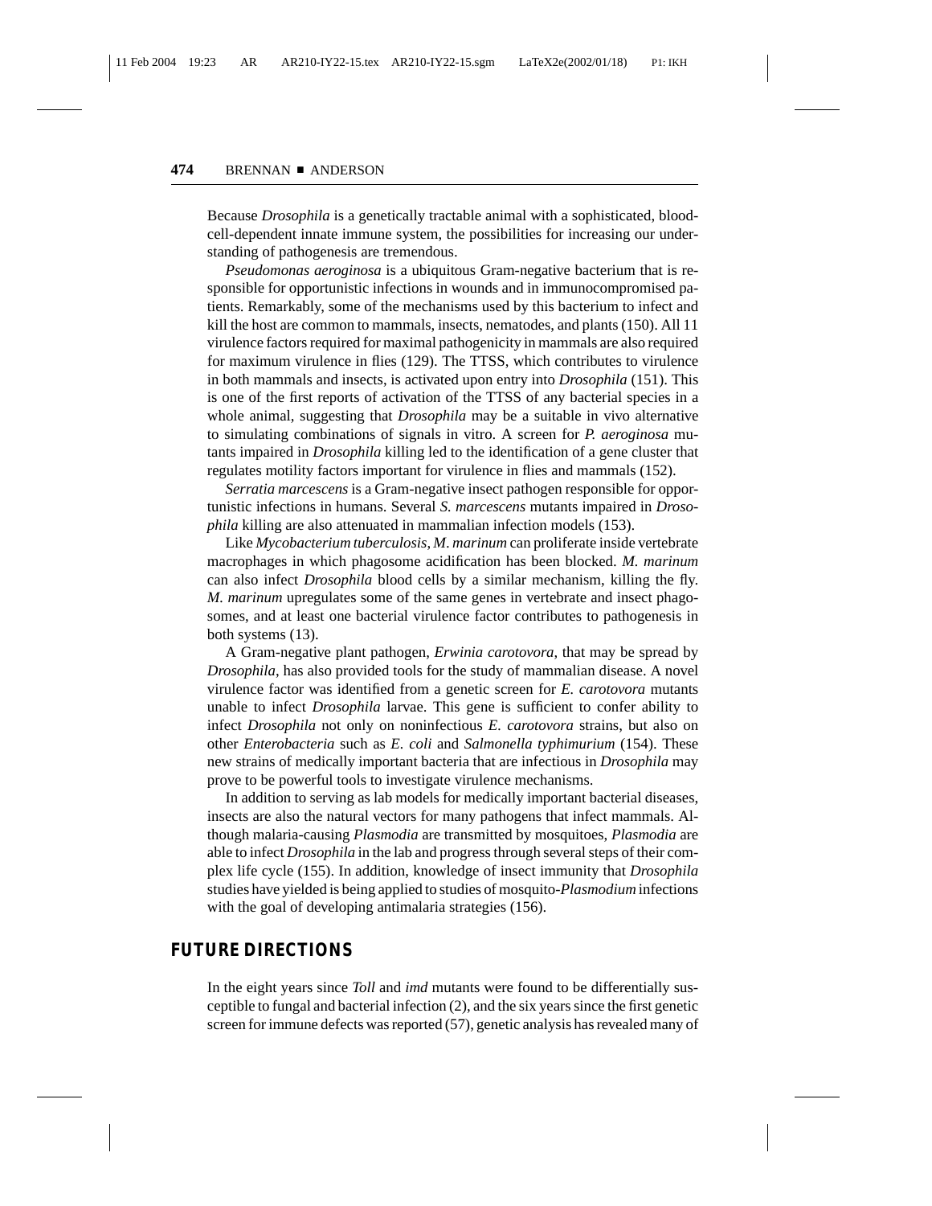Because *Drosophila* is a genetically tractable animal with a sophisticated, blood-cell-dependent innate immune system, the possibilities for increasing our understanding of pathogenesis are tremendous.

*Pseudomonas aeroginosa* is a ubiquitous Gram-negative bacterium that is responsible for opportunistic infections in wounds and in immunocompromised patients. Remarkably, some of the mechanisms used by this bacterium to infect and kill the host are common to mammals, insects, nematodes, and plants (150). All 11 virulence factors required for maximal pathogenicity in mammals are also required for maximum virulence in flies (129). The TTSS, which contributes to virulence in both mammals and insects, is activated upon entry into *Drosophila* (151). This is one of the first reports of activation of the TTSS of any bacterial species in a whole animal, suggesting that *Drosophila* may be a suitable in vivo alternative to simulating combinations of signals in vitro. A screen for *P. aeroginosa* mutants impaired in *Drosophila* killing led to the identification of a gene cluster that regulates motility factors important for virulence in flies and mammals (152).

*Serratia marcescens* is a Gram-negative insect pathogen responsible for opportunistic infections in humans. Several *S. marcescens* mutants impaired in *Drosophila* killing are also attenuated in mammalian infection models (153).

Like *Mycobacterium tuberculosis*, *M. marinum* can proliferate inside vertebrate macrophages in which phagosome acidification has been blocked. *M. marinum* can also infect *Drosophila* blood cells by a similar mechanism, killing the fly. *M. marinum* upregulates some of the same genes in vertebrate and insect phagosomes, and at least one bacterial virulence factor contributes to pathogenesis in both systems (13).

A Gram-negative plant pathogen, *Erwinia carotovora*, that may be spread by *Drosophila*, has also provided tools for the study of mammalian disease. A novel virulence factor was identified from a genetic screen for *E. carotovora* mutants unable to infect *Drosophila* larvae. This gene is sufficient to confer ability to infect *Drosophila* not only on noninfectious *E. carotovora* strains, but also on other *Enterobacteria* such as *E. coli* and *Salmonella typhimurium* (154). These new strains of medically important bacteria that are infectious in *Drosophila* may prove to be powerful tools to investigate virulence mechanisms.

In addition to serving as lab models for medically important bacterial diseases, insects are also the natural vectors for many pathogens that infect mammals. Although malaria-causing *Plasmodia* are transmitted by mosquitoes, *Plasmodia* are able to infect *Drosophila* in the lab and progress through several steps of their complex life cycle (155). In addition, knowledge of insect immunity that *Drosophila* studies have yielded is being applied to studies of mosquito-*Plasmodium* infections with the goal of developing antimalaria strategies (156).

## FUTURE DIRECTIONS

In the eight years since *Toll* and *imd* mutants were found to be differentially susceptible to fungal and bacterial infection (2), and the six years since the first genetic screen for immune defects was reported (57), genetic analysis has revealed many of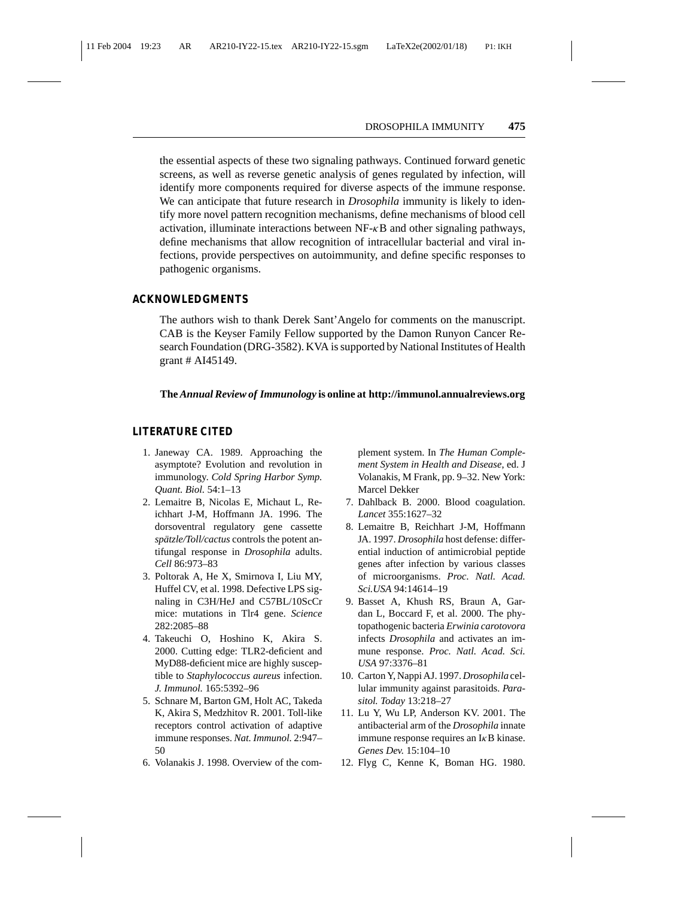the essential aspects of these two signaling pathways. Continued forward genetic screens, as well as reverse genetic analysis of genes regulated by infection, will identify more components required for diverse aspects of the immune response. We can anticipate that future research in *Drosophila* immunity is likely to identify more novel pattern recognition mechanisms, define mechanisms of blood cell activation, illuminate interactions between NF-$\kappa$B and other signaling pathways, define mechanisms that allow recognition of intracellular bacterial and viral infections, provide perspectives on autoimmunity, and define specific responses to pathogenic organisms.

## ACKNOWLEDGMENTS

The authors wish to thank Derek Sant'Angelo for comments on the manuscript. CAB is the Keyser Family Fellow supported by the Damon Runyon Cancer Research Foundation (DRG-3582). KVA is supported by National Institutes of Health grant # AI45149.

**The *Annual Review of Immunology* is online at http://immunol.annualreviews.org**

## LITERATURE CITED

1. Janeway CA. 1989. Approaching the asymptote? Evolution and revolution in immunology. *Cold Spring Harbor Symp. Quant. Biol.* 54:1–13
2. Lemaitre B, Nicolas E, Michaut L, Reichhart J-M, Hoffmann JA. 1996. The dorsoventral regulatory gene cassette *spätzle/Toll/cactus* controls the potent antifungal response in *Drosophila* adults. *Cell* 86:973–83
3. Poltorak A, He X, Smirnova I, Liu MY, Huffel CV, et al. 1998. Defective LPS signaling in C3H/HeJ and C57BL/10ScCr mice: mutations in Tlr4 gene. *Science* 282:2085–88
4. Takeuchi O, Hoshino K, Akira S. 2000. Cutting edge: TLR2-deficient and MyD88-deficient mice are highly susceptible to *Staphylococcus aureus* infection. *J. Immunol.* 165:5392–96
5. Schnare M, Barton GM, Holt AC, Takeda K, Akira S, Medzhitov R. 2001. Toll-like receptors control activation of adaptive immune responses. *Nat. Immunol.* 2:947–50
6. Volanakis J. 1998. Overview of the complement system. In *The Human Complement System in Health and Disease*, ed. J Volanakis, M Frank, pp. 9–32. New York: Marcel Dekker
7. Dahlback B. 2000. Blood coagulation. *Lancet* 355:1627–32
8. Lemaitre B, Reichhart J-M, Hoffmann JA. 1997. *Drosophila* host defense: differential induction of antimicrobial peptide genes after infection by various classes of microorganisms. *Proc. Natl. Acad. Sci.USA* 94:14614–19
9. Basset A, Khush RS, Braun A, Gardan L, Boccard F, et al. 2000. The phytopathogenic bacteria *Erwinia carotovora* infects *Drosophila* and activates an immune response. *Proc. Natl. Acad. Sci. USA* 97:3376–81
10. Carton Y, Nappi AJ. 1997. *Drosophila* cellular immunity against parasitoids. *Parasitol. Today* 13:218–27
11. Lu Y, Wu LP, Anderson KV. 2001. The antibacterial arm of the *Drosophila* innate immune response requires an I$\kappa$B kinase. *Genes Dev.* 15:104–10
12. Flyg C, Kenne K, Boman HG. 1980.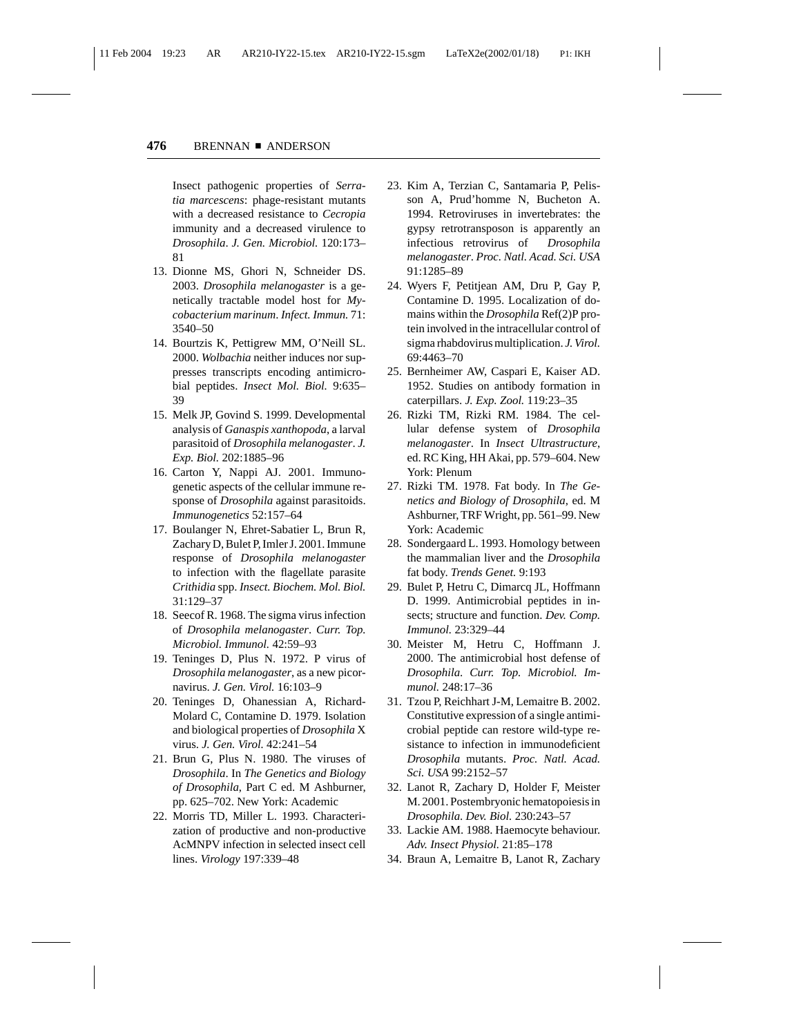Insect pathogenic properties of *Serratia marcescens*: phage-resistant mutants with a decreased resistance to *Cecropia* immunity and a decreased virulence to *Drosophila*. *J. Gen. Microbiol.* 120:173–81

13. Dionne MS, Ghori N, Schneider DS. 2003. *Drosophila melanogaster* is a genetically tractable model host for *Mycobacterium marinum*. *Infect. Immun.* 71: 3540–50
14. Bourtzis K, Pettigrew MM, O'Neill SL. 2000. *Wolbachia* neither induces nor suppresses transcripts encoding antimicrobial peptides. *Insect Mol. Biol.* 9:635–39
15. Melk JP, Govind S. 1999. Developmental analysis of *Ganaspis xanthopoda*, a larval parasitoid of *Drosophila melanogaster*. *J. Exp. Biol.* 202:1885–96
16. Carton Y, Nappi AJ. 2001. Immunogenetic aspects of the cellular immune response of *Drosophila* against parasitoids. *Immunogenetics* 52:157–64
17. Boulanger N, Ehret-Sabatier L, Brun R, Zachary D, Bulet P, Imler J. 2001. Immune response of *Drosophila melanogaster* to infection with the flagellate parasite *Crithidia* spp. *Insect. Biochem. Mol. Biol.* 31:129–37
18. Seecof R. 1968. The sigma virus infection of *Drosophila melanogaster*. *Curr. Top. Microbiol. Immunol.* 42:59–93
19. Teninges D, Plus N. 1972. P virus of *Drosophila melanogaster*, as a new picornavirus. *J. Gen. Virol.* 16:103–9
20. Teninges D, Ohanessian A, Richard-Molard C, Contamine D. 1979. Isolation and biological properties of *Drosophila* X virus. *J. Gen. Virol.* 42:241–54
21. Brun G, Plus N. 1980. The viruses of *Drosophila*. In *The Genetics and Biology of Drosophila*, Part C ed. M Ashburner, pp. 625–702. New York: Academic
22. Morris TD, Miller L. 1993. Characterization of productive and non-productive AcMNPV infection in selected insect cell lines. *Virology* 197:339–48
23. Kim A, Terzian C, Santamaria P, Pelisson A, Prud'homme N, Bucheton A. 1994. Retroviruses in invertebrates: the gypsy retrotransposon is apparently an infectious retrovirus of *Drosophila melanogaster*. *Proc. Natl. Acad. Sci. USA* 91:1285–89
24. Wyers F, Petitjean AM, Dru P, Gay P, Contamine D. 1995. Localization of domains within the *Drosophila* Ref(2)P protein involved in the intracellular control of sigma rhabdovirus multiplication. *J. Virol.* 69:4463–70
25. Bernheimer AW, Caspari E, Kaiser AD. 1952. Studies on antibody formation in caterpillars. *J. Exp. Zool.* 119:23–35
26. Rizki TM, Rizki RM. 1984. The cellular defense system of *Drosophila melanogaster*. In *Insect Ultrastructure*, ed. RC King, HH Akai, pp. 579–604. New York: Plenum
27. Rizki TM. 1978. Fat body. In *The Genetics and Biology of Drosophila*, ed. M Ashburner, TRF Wright, pp. 561–99. New York: Academic
28. Sondergaard L. 1993. Homology between the mammalian liver and the *Drosophila* fat body. *Trends Genet.* 9:193
29. Bulet P, Hetru C, Dimarcq JL, Hoffmann D. 1999. Antimicrobial peptides in insects; structure and function. *Dev. Comp. Immunol.* 23:329–44
30. Meister M, Hetru C, Hoffmann J. 2000. The antimicrobial host defense of *Drosophila*. *Curr. Top. Microbiol. Immunol.* 248:17–36
31. Tzou P, Reichhart J-M, Lemaitre B. 2002. Constitutive expression of a single antimicrobial peptide can restore wild-type resistance to infection in immunodeficient *Drosophila* mutants. *Proc. Natl. Acad. Sci. USA* 99:2152–57
32. Lanot R, Zachary D, Holder F, Meister M. 2001. Postembryonic hematopoiesis in *Drosophila*. *Dev. Biol.* 230:243–57
33. Lackie AM. 1988. Haemocyte behaviour. *Adv. Insect Physiol.* 21:85–178
34. Braun A, Lemaitre B, Lanot R, Zachary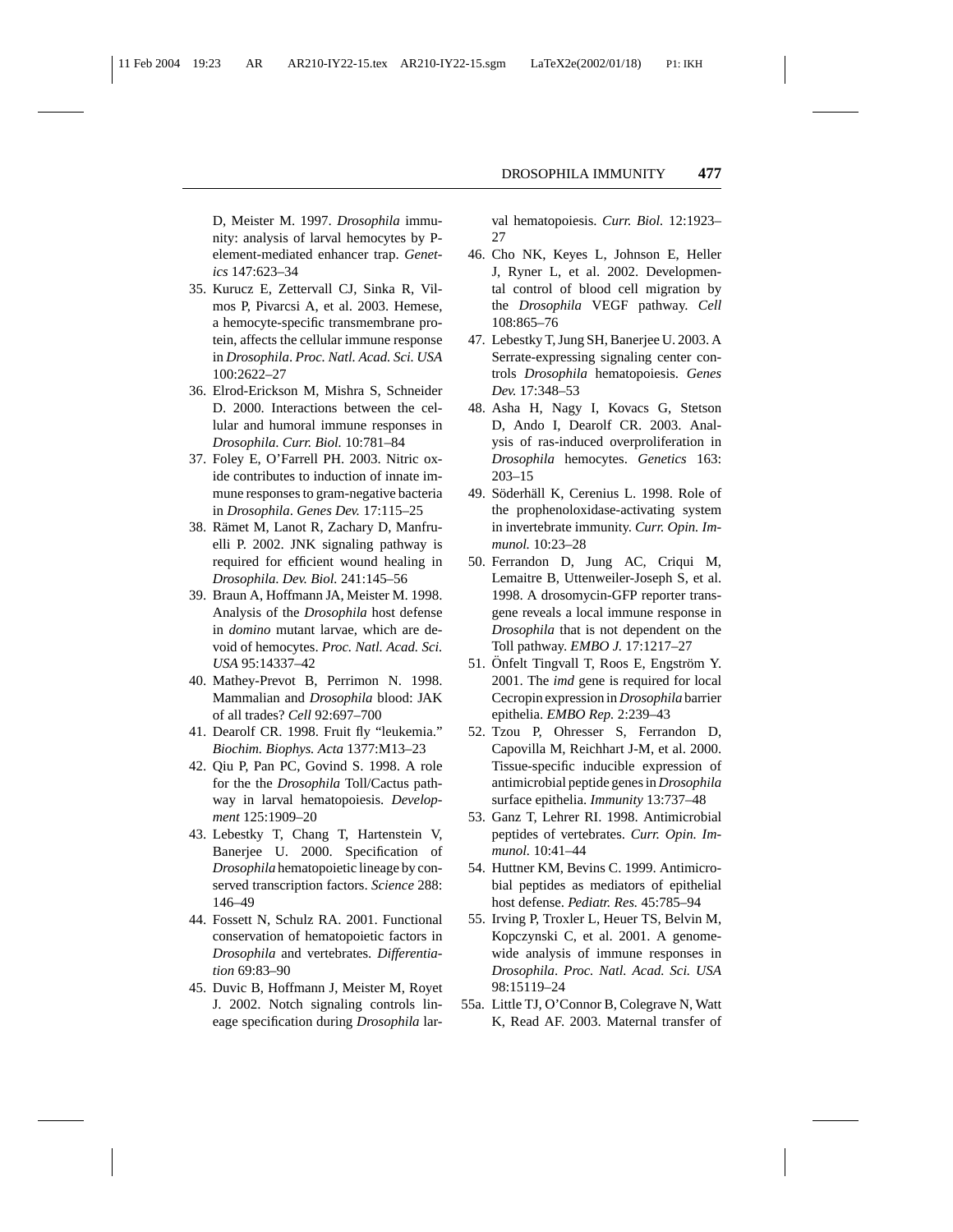D, Meister M. 1997. *Drosophila* immunity: analysis of larval hemocytes by P-element-mediated enhancer trap. *Genetics* 147:623–34

35. Kurucz E, Zettervall CJ, Sinka R, Vilmos P, Pivarcsi A, et al. 2003. Hemese, a hemocyte-specific transmembrane protein, affects the cellular immune response in *Drosophila*. *Proc. Natl. Acad. Sci. USA* 100:2622–27
36. Elrod-Erickson M, Mishra S, Schneider D. 2000. Interactions between the cellular and humoral immune responses in *Drosophila*. *Curr. Biol.* 10:781–84
37. Foley E, O'Farrell PH. 2003. Nitric oxide contributes to induction of innate immune responses to gram-negative bacteria in *Drosophila*. *Genes Dev.* 17:115–25
38. Rämet M, Lanot R, Zachary D, Manfruelli P. 2002. JNK signaling pathway is required for efficient wound healing in *Drosophila*. *Dev. Biol.* 241:145–56
39. Braun A, Hoffmann JA, Meister M. 1998. Analysis of the *Drosophila* host defense in *domino* mutant larvae, which are devoid of hemocytes. *Proc. Natl. Acad. Sci. USA* 95:14337–42
40. Mathey-Prevot B, Perrimon N. 1998. Mammalian and *Drosophila* blood: JAK of all trades? *Cell* 92:697–700
41. Dearolf CR. 1998. Fruit fly "leukemia." *Biochim. Biophys. Acta* 1377:M13–23
42. Qiu P, Pan PC, Govind S. 1998. A role for the the *Drosophila* Toll/Cactus pathway in larval hematopoiesis. *Development* 125:1909–20
43. Lebestky T, Chang T, Hartenstein V, Banerjee U. 2000. Specification of *Drosophila* hematopoietic lineage by conserved transcription factors. *Science* 288: 146–49
44. Fossett N, Schulz RA. 2001. Functional conservation of hematopoietic factors in *Drosophila* and vertebrates. *Differentiation* 69:83–90
45. Duvic B, Hoffmann J, Meister M, Royet J. 2002. Notch signaling controls lineage specification during *Drosophila* larval hematopoiesis. *Curr. Biol.* 12:1923–27
46. Cho NK, Keyes L, Johnson E, Heller J, Ryner L, et al. 2002. Developmental control of blood cell migration by the *Drosophila* VEGF pathway. *Cell* 108:865–76
47. Lebestky T, Jung SH, Banerjee U. 2003. A Serrate-expressing signaling center controls *Drosophila* hematopoiesis. *Genes Dev.* 17:348–53
48. Asha H, Nagy I, Kovacs G, Stetson D, Ando I, Dearolf CR. 2003. Analysis of ras-induced overproliferation in *Drosophila* hemocytes. *Genetics* 163: 203–15
49. Söderhäll K, Cerenius L. 1998. Role of the prophenoloxidase-activating system in invertebrate immunity. *Curr. Opin. Immunol.* 10:23–28
50. Ferrandon D, Jung AC, Criqui M, Lemaitre B, Uttenweiler-Joseph S, et al. 1998. A drosomycin-GFP reporter transgene reveals a local immune response in *Drosophila* that is not dependent on the Toll pathway. *EMBO J.* 17:1217–27
51. Önfelt Tingvall T, Roos E, Engström Y. 2001. The *imd* gene is required for local Cecropin expression in *Drosophila* barrier epithelia. *EMBO Rep.* 2:239–43
52. Tzou P, Ohresser S, Ferrandon D, Capovilla M, Reichhart J-M, et al. 2000. Tissue-specific inducible expression of antimicrobial peptide genes in *Drosophila* surface epithelia. *Immunity* 13:737–48
53. Ganz T, Lehrer RI. 1998. Antimicrobial peptides of vertebrates. *Curr. Opin. Immunol.* 10:41–44
54. Huttner KM, Bevins C. 1999. Antimicrobial peptides as mediators of epithelial host defense. *Pediatr. Res.* 45:785–94
55. Irving P, Troxler L, Heuer TS, Belvin M, Kopczynski C, et al. 2001. A genome-wide analysis of immune responses in *Drosophila*. *Proc. Natl. Acad. Sci. USA* 98:15119–24

55a. Little TJ, O'Connor B, Colegrave N, Watt K, Read AF. 2003. Maternal transfer of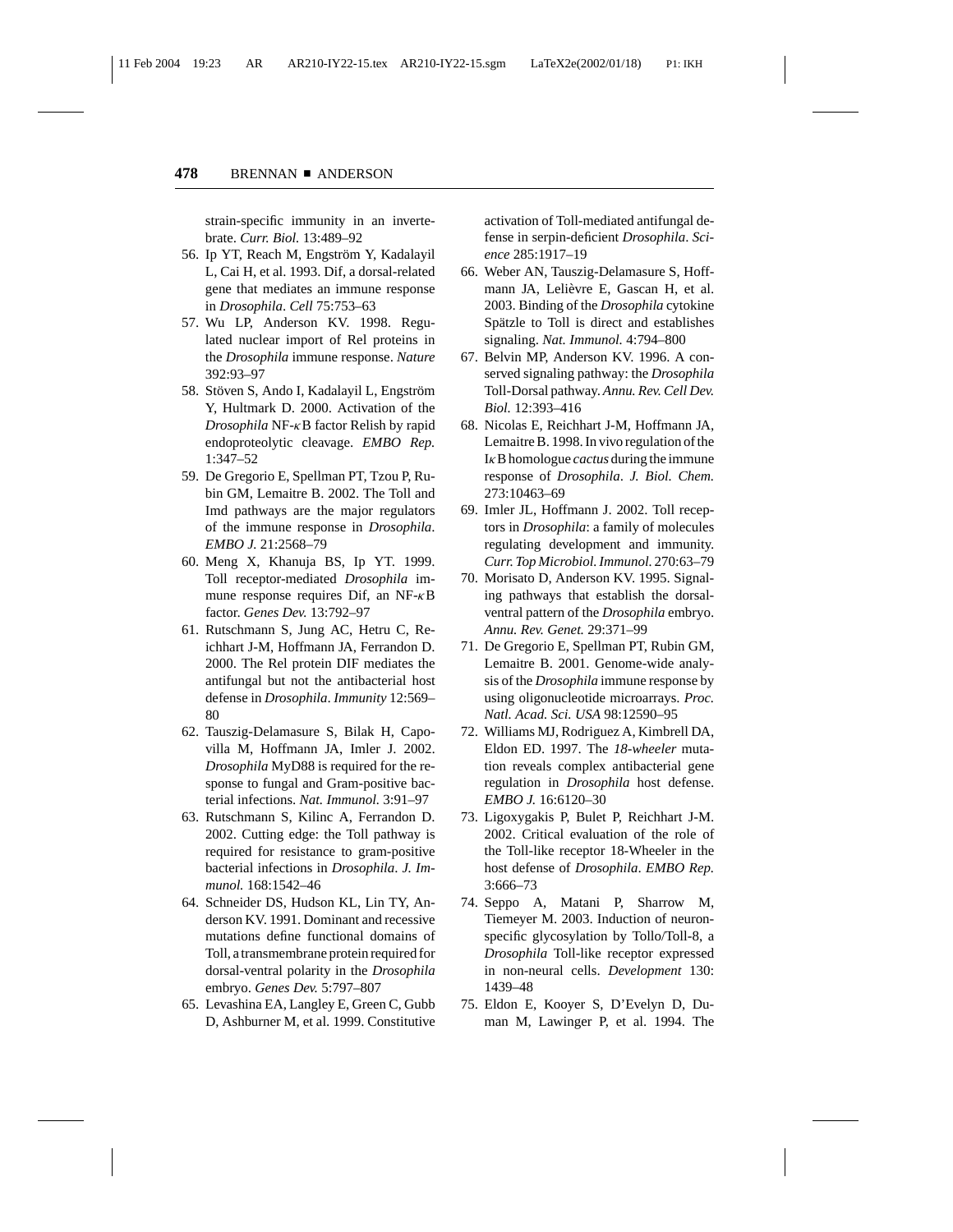strain-specific immunity in an invertebrate. *Curr. Biol.* 13:489–92

56. Ip YT, Reach M, Engström Y, Kadalayil L, Cai H, et al. 1993. Dif, a dorsal-related gene that mediates an immune response in *Drosophila*. *Cell* 75:753–63
57. Wu LP, Anderson KV. 1998. Regulated nuclear import of Rel proteins in the *Drosophila* immune response. *Nature* 392:93–97
58. Stöven S, Ando I, Kadalayil L, Engström Y, Hultmark D. 2000. Activation of the *Drosophila* NF-$\kappa$B factor Relish by rapid endoproteolytic cleavage. *EMBO Rep.* 1:347–52
59. De Gregorio E, Spellman PT, Tzou P, Rubin GM, Lemaitre B. 2002. The Toll and Imd pathways are the major regulators of the immune response in *Drosophila*. *EMBO J.* 21:2568–79
60. Meng X, Khanuja BS, Ip YT. 1999. Toll receptor-mediated *Drosophila* immune response requires Dif, an NF-$\kappa$B factor. *Genes Dev.* 13:792–97
61. Rutschmann S, Jung AC, Hetru C, Reichhart J-M, Hoffmann JA, Ferrandon D. 2000. The Rel protein DIF mediates the antifungal but not the antibacterial host defense in *Drosophila*. *Immunity* 12:569–80
62. Tauszig-Delamasure S, Bilak H, Capovilla M, Hoffmann JA, Imler J. 2002. *Drosophila* MyD88 is required for the response to fungal and Gram-positive bacterial infections. *Nat. Immunol.* 3:91–97
63. Rutschmann S, Kilinc A, Ferrandon D. 2002. Cutting edge: the Toll pathway is required for resistance to gram-positive bacterial infections in *Drosophila*. *J. Immunol.* 168:1542–46
64. Schneider DS, Hudson KL, Lin TY, Anderson KV. 1991. Dominant and recessive mutations define functional domains of Toll, a transmembrane protein required for dorsal-ventral polarity in the *Drosophila* embryo. *Genes Dev.* 5:797–807
65. Levashina EA, Langley E, Green C, Gubb D, Ashburner M, et al. 1999. Constitutive activation of Toll-mediated antifungal defense in serpin-deficient *Drosophila*. *Science* 285:1917–19
66. Weber AN, Tauszig-Delamasure S, Hoffmann JA, Lelièvre E, Gascan H, et al. 2003. Binding of the *Drosophila* cytokine Spätzle to Toll is direct and establishes signaling. *Nat. Immunol.* 4:794–800
67. Belvin MP, Anderson KV. 1996. A conserved signaling pathway: the *Drosophila* Toll-Dorsal pathway. *Annu. Rev. Cell Dev. Biol.* 12:393–416
68. Nicolas E, Reichhart J-M, Hoffmann JA, Lemaitre B. 1998. In vivo regulation of the I$\kappa$B homologue *cactus* during the immune response of *Drosophila*. *J. Biol. Chem.* 273:10463–69
69. Imler JL, Hoffmann J. 2002. Toll receptors in *Drosophila*: a family of molecules regulating development and immunity. *Curr. Top Microbiol. Immunol.* 270:63–79
70. Morisato D, Anderson KV. 1995. Signaling pathways that establish the dorsal-ventral pattern of the *Drosophila* embryo. *Annu. Rev. Genet.* 29:371–99
71. De Gregorio E, Spellman PT, Rubin GM, Lemaitre B. 2001. Genome-wide analysis of the *Drosophila* immune response by using oligonucleotide microarrays. *Proc. Natl. Acad. Sci. USA* 98:12590–95
72. Williams MJ, Rodriguez A, Kimbrell DA, Eldon ED. 1997. The *18-wheeler* mutation reveals complex antibacterial gene regulation in *Drosophila* host defense. *EMBO J.* 16:6120–30
73. Ligoxygakis P, Bulet P, Reichhart J-M. 2002. Critical evaluation of the role of the Toll-like receptor 18-Wheeler in the host defense of *Drosophila*. *EMBO Rep.* 3:666–73
74. Seppo A, Matani P, Sharrow M, Tiemeyer M. 2003. Induction of neuron-specific glycosylation by Tollo/Toll-8, a *Drosophila* Toll-like receptor expressed in non-neural cells. *Development* 130: 1439–48
75. Eldon E, Kooyer S, D'Evelyn D, Duman M, Lawinger P, et al. 1994. The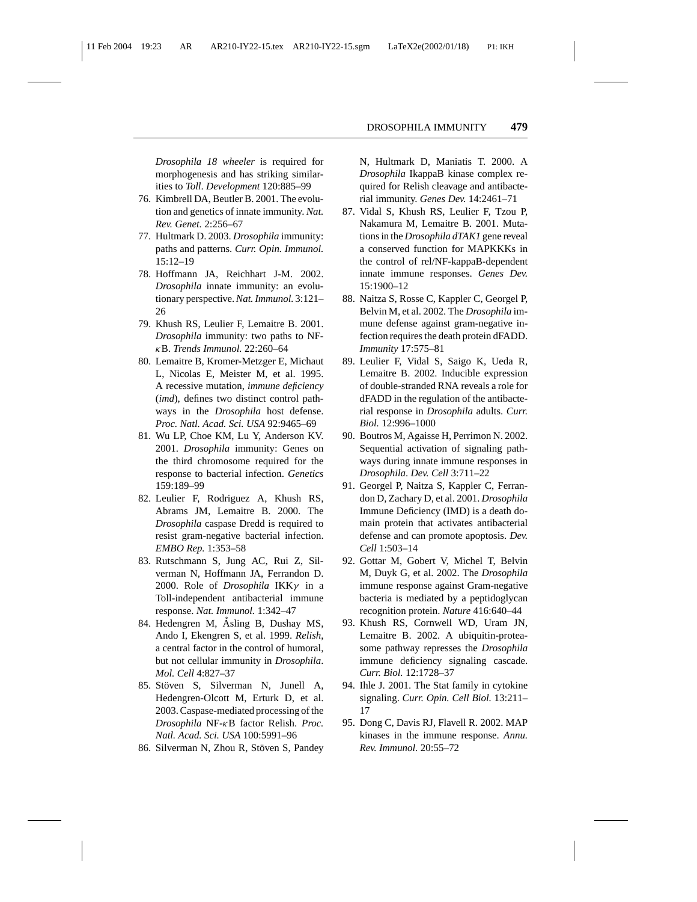*Drosophila 18 wheeler* is required for morphogenesis and has striking similarities to *Toll*. *Development* 120:885–99

76. Kimbrell DA, Beutler B. 2001. The evolution and genetics of innate immunity. *Nat. Rev. Genet.* 2:256–67
77. Hultmark D. 2003. *Drosophila* immunity: paths and patterns. *Curr. Opin. Immunol.* 15:12–19
78. Hoffmann JA, Reichhart J-M. 2002. *Drosophila* innate immunity: an evolutionary perspective. *Nat. Immunol.* 3:121–26
79. Khush RS, Leulier F, Lemaitre B. 2001. *Drosophila* immunity: two paths to NF-$\kappa$B. *Trends Immunol.* 22:260–64
80. Lemaitre B, Kromer-Metzger E, Michaut L, Nicolas E, Meister M, et al. 1995. A recessive mutation, *immune deficiency* (*imd*), defines two distinct control pathways in the *Drosophila* host defense. *Proc. Natl. Acad. Sci. USA* 92:9465–69
81. Wu LP, Choe KM, Lu Y, Anderson KV. 2001. *Drosophila* immunity: Genes on the third chromosome required for the response to bacterial infection. *Genetics* 159:189–99
82. Leulier F, Rodriguez A, Khush RS, Abrams JM, Lemaitre B. 2000. The *Drosophila* caspase Dredd is required to resist gram-negative bacterial infection. *EMBO Rep.* 1:353–58
83. Rutschmann S, Jung AC, Rui Z, Silverman N, Hoffmann JA, Ferrandon D. 2000. Role of *Drosophila* IKK$\gamma$ in a Toll-independent antibacterial immune response. *Nat. Immunol.* 1:342–47
84. Hedengren M, Åsling B, Dushay MS, Ando I, Ekengren S, et al. 1999. *Relish*, a central factor in the control of humoral, but not cellular immunity in *Drosophila*. *Mol. Cell* 4:827–37
85. Stöven S, Silverman N, Junell A, Hedengren-Olcott M, Erturk D, et al. 2003. Caspase-mediated processing of the *Drosophila* NF-$\kappa$B factor Relish. *Proc. Natl. Acad. Sci. USA* 100:5991–96
86. Silverman N, Zhou R, Stöven S, Pandey N, Hultmark D, Maniatis T. 2000. A *Drosophila* IkappaB kinase complex required for Relish cleavage and antibacterial immunity. *Genes Dev.* 14:2461–71
87. Vidal S, Khush RS, Leulier F, Tzou P, Nakamura M, Lemaitre B. 2001. Mutations in the *Drosophila dTAK1* gene reveal a conserved function for MAPKKKs in the control of rel/NF-kappaB-dependent innate immune responses. *Genes Dev.* 15:1900–12
88. Naitza S, Rosse C, Kappler C, Georgel P, Belvin M, et al. 2002. The *Drosophila* immune defense against gram-negative infection requires the death protein dFADD. *Immunity* 17:575–81
89. Leulier F, Vidal S, Saigo K, Ueda R, Lemaitre B. 2002. Inducible expression of double-stranded RNA reveals a role for dFADD in the regulation of the antibacterial response in *Drosophila* adults. *Curr. Biol.* 12:996–1000
90. Boutros M, Agaisse H, Perrimon N. 2002. Sequential activation of signaling pathways during innate immune responses in *Drosophila*. *Dev. Cell* 3:711–22
91. Georgel P, Naitza S, Kappler C, Ferrandon D, Zachary D, et al. 2001. *Drosophila* Immune Deficiency (IMD) is a death domain protein that activates antibacterial defense and can promote apoptosis. *Dev. Cell* 1:503–14
92. Gottar M, Gobert V, Michel T, Belvin M, Duyk G, et al. 2002. The *Drosophila* immune response against Gram-negative bacteria is mediated by a peptidoglycan recognition protein. *Nature* 416:640–44
93. Khush RS, Cornwell WD, Uram JN, Lemaitre B. 2002. A ubiquitin-proteasome pathway represses the *Drosophila* immune deficiency signaling cascade. *Curr. Biol.* 12:1728–37
94. Ihle J. 2001. The Stat family in cytokine signaling. *Curr. Opin. Cell Biol.* 13:211–17
95. Dong C, Davis RJ, Flavell R. 2002. MAP kinases in the immune response. *Annu. Rev. Immunol.* 20:55–72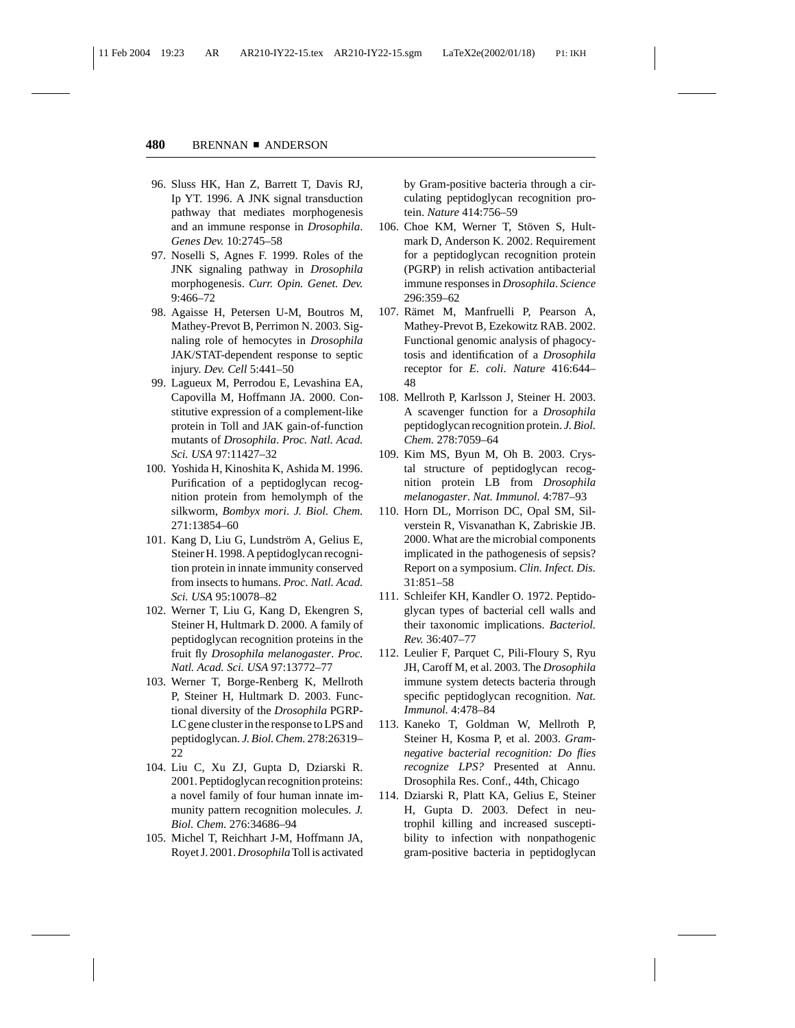96. Sluss HK, Han Z, Barrett T, Davis RJ, Ip YT. 1996. A JNK signal transduction pathway that mediates morphogenesis and an immune response in *Drosophila*. *Genes Dev.* 10:2745–58
97. Noselli S, Agnes F. 1999. Roles of the JNK signaling pathway in *Drosophila* morphogenesis. *Curr. Opin. Genet. Dev.* 9:466–72
98. Agaisse H, Petersen U-M, Boutros M, Mathey-Prevot B, Perrimon N. 2003. Signaling role of hemocytes in *Drosophila* JAK/STAT-dependent response to septic injury. *Dev. Cell* 5:441–50
99. Lagueux M, Perrodou E, Levashina EA, Capovilla M, Hoffmann JA. 2000. Constitutive expression of a complement-like protein in Toll and JAK gain-of-function mutants of *Drosophila*. *Proc. Natl. Acad. Sci. USA* 97:11427–32
100. Yoshida H, Kinoshita K, Ashida M. 1996. Purification of a peptidoglycan recognition protein from hemolymph of the silkworm, *Bombyx mori*. *J. Biol. Chem.* 271:13854–60
101. Kang D, Liu G, Lundström A, Gelius E, Steiner H. 1998. A peptidoglycan recognition protein in innate immunity conserved from insects to humans. *Proc. Natl. Acad. Sci. USA* 95:10078–82
102. Werner T, Liu G, Kang D, Ekengren S, Steiner H, Hultmark D. 2000. A family of peptidoglycan recognition proteins in the fruit fly *Drosophila melanogaster*. *Proc. Natl. Acad. Sci. USA* 97:13772–77
103. Werner T, Borge-Renberg K, Mellroth P, Steiner H, Hultmark D. 2003. Functional diversity of the *Drosophila* PGRP-LC gene cluster in the response to LPS and peptidoglycan. *J. Biol. Chem.* 278:26319–22
104. Liu C, Xu ZJ, Gupta D, Dziarski R. 2001. Peptidoglycan recognition proteins: a novel family of four human innate immunity pattern recognition molecules. *J. Biol. Chem.* 276:34686–94
105. Michel T, Reichhart J-M, Hoffmann JA, Royet J. 2001. *Drosophila* Toll is activated by Gram-positive bacteria through a circulating peptidoglycan recognition protein. *Nature* 414:756–59
106. Choe KM, Werner T, Stöven S, Hultmark D, Anderson K. 2002. Requirement for a peptidoglycan recognition protein (PGRP) in relish activation antibacterial immune responses in *Drosophila*. *Science* 296:359–62
107. Rämet M, Manfruelli P, Pearson A, Mathey-Prevot B, Ezekowitz RAB. 2002. Functional genomic analysis of phagocytosis and identification of a *Drosophila* receptor for *E. coli*. *Nature* 416:644–48
108. Mellroth P, Karlsson J, Steiner H. 2003. A scavenger function for a *Drosophila* peptidoglycan recognition protein. *J. Biol. Chem.* 278:7059–64
109. Kim MS, Byun M, Oh B. 2003. Crystal structure of peptidoglycan recognition protein LB from *Drosophila melanogaster*. *Nat. Immunol.* 4:787–93
110. Horn DL, Morrison DC, Opal SM, Silverstein R, Visvanathan K, Zabriskie JB. 2000. What are the microbial components implicated in the pathogenesis of sepsis? Report on a symposium. *Clin. Infect. Dis.* 31:851–58
111. Schleifer KH, Kandler O. 1972. Peptidoglycan types of bacterial cell walls and their taxonomic implications. *Bacteriol. Rev.* 36:407–77
112. Leulier F, Parquet C, Pili-Floury S, Ryu JH, Caroff M, et al. 2003. The *Drosophila* immune system detects bacteria through specific peptidoglycan recognition. *Nat. Immunol.* 4:478–84
113. Kaneko T, Goldman W, Mellroth P, Steiner H, Kosma P, et al. 2003. *Gram-negative bacterial recognition: Do flies recognize LPS?* Presented at Annu. Drosophila Res. Conf., 44th, Chicago
114. Dziarski R, Platt KA, Gelius E, Steiner H, Gupta D. 2003. Defect in neutrophil killing and increased susceptibility to infection with nonpathogenic gram-positive bacteria in peptidoglycan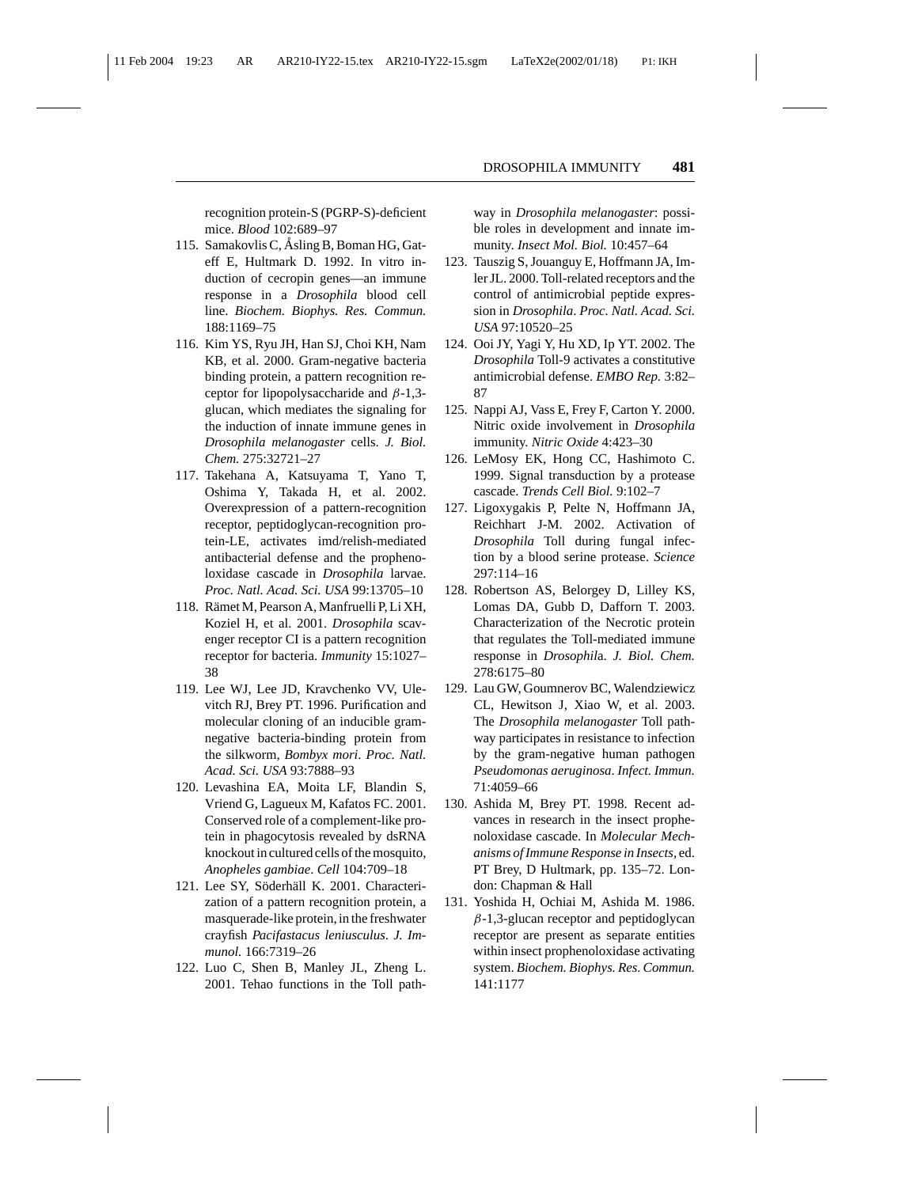recognition protein-S (PGRP-S)-deficient mice. *Blood* 102:689–97

115. Samakovlis C, Åsling B, Boman HG, Gateff E, Hultmark D. 1992. In vitro induction of cecropin genes—an immune response in a *Drosophila* blood cell line. *Biochem. Biophys. Res. Commun.* 188:1169–75
116. Kim YS, Ryu JH, Han SJ, Choi KH, Nam KB, et al. 2000. Gram-negative bacteria binding protein, a pattern recognition receptor for lipopolysaccharide and $\beta$-1,3-glucan, which mediates the signaling for the induction of innate immune genes in *Drosophila melanogaster* cells. *J. Biol. Chem.* 275:32721–27
117. Takehana A, Katsuyama T, Yano T, Oshima Y, Takada H, et al. 2002. Overexpression of a pattern-recognition receptor, peptidoglycan-recognition protein-LE, activates imd/relish-mediated antibacterial defense and the prophenoloxidase cascade in *Drosophila* larvae. *Proc. Natl. Acad. Sci. USA* 99:13705–10
118. Rämet M, Pearson A, Manfruelli P, Li XH, Koziel H, et al. 2001. *Drosophila* scavenger receptor CI is a pattern recognition receptor for bacteria. *Immunity* 15:1027–38
119. Lee WJ, Lee JD, Kravchenko VV, Ulevitch RJ, Brey PT. 1996. Purification and molecular cloning of an inducible gram-negative bacteria-binding protein from the silkworm, *Bombyx mori*. *Proc. Natl. Acad. Sci. USA* 93:7888–93
120. Levashina EA, Moita LF, Blandin S, Vriend G, Lagueux M, Kafatos FC. 2001. Conserved role of a complement-like protein in phagocytosis revealed by dsRNA knockout in cultured cells of the mosquito, *Anopheles gambiae*. *Cell* 104:709–18
121. Lee SY, Söderhäll K. 2001. Characterization of a pattern recognition protein, a masquerade-like protein, in the freshwater crayfish *Pacifastacus leniusculus*. *J. Immunol.* 166:7319–26
122. Luo C, Shen B, Manley JL, Zheng L. 2001. Tehao functions in the Toll pathway in *Drosophila melanogaster*: possible roles in development and innate immunity. *Insect Mol. Biol.* 10:457–64
123. Tauszig S, Jouanguy E, Hoffmann JA, Imler JL. 2000. Toll-related receptors and the control of antimicrobial peptide expression in *Drosophila*. *Proc. Natl. Acad. Sci. USA* 97:10520–25
124. Ooi JY, Yagi Y, Hu XD, Ip YT. 2002. The *Drosophila* Toll-9 activates a constitutive antimicrobial defense. *EMBO Rep.* 3:82–87
125. Nappi AJ, Vass E, Frey F, Carton Y. 2000. Nitric oxide involvement in *Drosophila* immunity. *Nitric Oxide* 4:423–30
126. LeMosy EK, Hong CC, Hashimoto C. 1999. Signal transduction by a protease cascade. *Trends Cell Biol.* 9:102–7
127. Ligoxygakis P, Pelte N, Hoffmann JA, Reichhart J-M. 2002. Activation of *Drosophila* Toll during fungal infection by a blood serine protease. *Science* 297:114–16
128. Robertson AS, Belorgey D, Lilley KS, Lomas DA, Gubb D, Dafforn T. 2003. Characterization of the Necrotic protein that regulates the Toll-mediated immune response in *Drosophila*. *J. Biol. Chem.* 278:6175–80
129. Lau GW, Goumnerov BC, Walendziewicz CL, Hewitson J, Xiao W, et al. 2003. The *Drosophila melanogaster* Toll pathway participates in resistance to infection by the gram-negative human pathogen *Pseudomonas aeruginosa*. *Infect. Immun.* 71:4059–66
130. Ashida M, Brey PT. 1998. Recent advances in research in the insect prophenoloxidase cascade. In *Molecular Mechanisms of Immune Response in Insects*, ed. PT Brey, D Hultmark, pp. 135–72. London: Chapman & Hall
131. Yoshida H, Ochiai M, Ashida M. 1986. $\beta$-1,3-glucan receptor and peptidoglycan receptor are present as separate entities within insect prophenoloxidase activating system. *Biochem. Biophys. Res. Commun.* 141:1177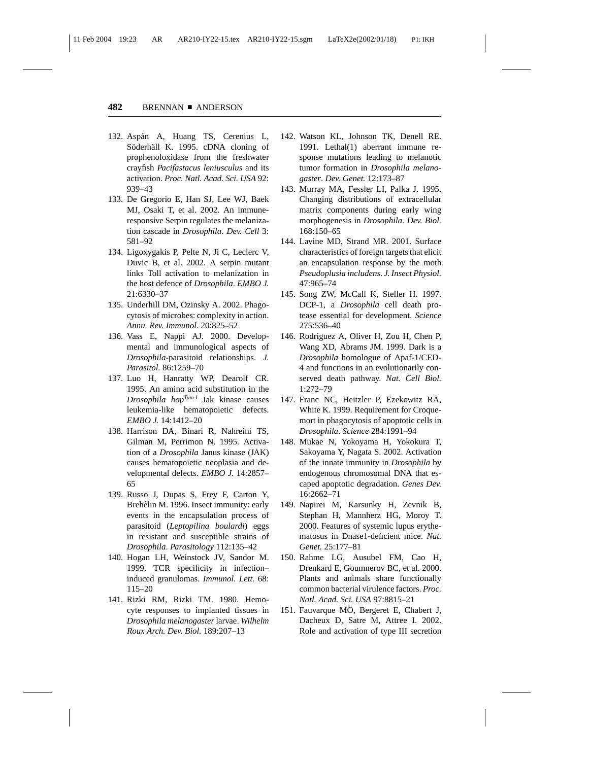132. Aspán A, Huang TS, Cerenius L, Söderhäll K. 1995. cDNA cloning of prophenoloxidase from the freshwater crayfish *Pacifastacus leniusculus* and its activation. *Proc. Natl. Acad. Sci. USA* 92:939–43
133. De Gregorio E, Han SJ, Lee WJ, Baek MJ, Osaki T, et al. 2002. An immune-responsive Serpin regulates the melanization cascade in *Drosophila*. *Dev. Cell* 3:581–92
134. Ligoxygakis P, Pelte N, Ji C, Leclerc V, Duvic B, et al. 2002. A serpin mutant links Toll activation to melanization in the host defence of *Drosophila*. *EMBO J.* 21:6330–37
135. Underhill DM, Ozinsky A. 2002. Phagocytosis of microbes: complexity in action. *Annu. Rev. Immunol.* 20:825–52
136. Vass E, Nappi AJ. 2000. Developmental and immunological aspects of *Drosophila*-parasitoid relationships. *J. Parasitol.* 86:1259–70
137. Luo H, Hanratty WP, Dearolf CR. 1995. An amino acid substitution in the *Drosophila hop*$^{Tum-l}$ Jak kinase causes leukemia-like hematopoietic defects. *EMBO J.* 14:1412–20
138. Harrison DA, Binari R, Nahreini TS, Gilman M, Perrimon N. 1995. Activation of a *Drosophila* Janus kinase (JAK) causes hematopoietic neoplasia and developmental defects. *EMBO J.* 14:2857–65
139. Russo J, Dupas S, Frey F, Carton Y, Brehélin M. 1996. Insect immunity: early events in the encapsulation process of parasitoid (*Leptopilina boulardi*) eggs in resistant and susceptible strains of *Drosophila*. *Parasitology* 112:135–42
140. Hogan LH, Weinstock JV, Sandor M. 1999. TCR specificity in infection–induced granulomas. *Immunol. Lett.* 68:115–20
141. Rizki RM, Rizki TM. 1980. Hemocyte responses to implanted tissues in *Drosophila melanogaster* larvae. *Wilhelm Roux Arch. Dev. Biol.* 189:207–13
142. Watson KL, Johnson TK, Denell RE. 1991. Lethal(1) aberrant immune response mutations leading to melanotic tumor formation in *Drosophila melanogaster*. *Dev. Genet.* 12:173–87
143. Murray MA, Fessler LI, Palka J. 1995. Changing distributions of extracellular matrix components during early wing morphogenesis in *Drosophila*. *Dev. Biol.* 168:150–65
144. Lavine MD, Strand MR. 2001. Surface characteristics of foreign targets that elicit an encapsulation response by the moth *Pseudoplusia includens*. *J. Insect Physiol.* 47:965–74
145. Song ZW, McCall K, Steller H. 1997. DCP-1, a *Drosophila* cell death protease essential for development. *Science* 275:536–40
146. Rodriguez A, Oliver H, Zou H, Chen P, Wang XD, Abrams JM. 1999. Dark is a *Drosophila* homologue of Apaf-1/CED-4 and functions in an evolutionarily conserved death pathway. *Nat. Cell Biol.* 1:272–79
147. Franc NC, Heitzler P, Ezekowitz RA, White K. 1999. Requirement for Croquemort in phagocytosis of apoptotic cells in *Drosophila*. *Science* 284:1991–94
148. Mukae N, Yokoyama H, Yokokura T, Sakoyama Y, Nagata S. 2002. Activation of the innate immunity in *Drosophila* by endogenous chromosomal DNA that escaped apoptotic degradation. *Genes Dev.* 16:2662–71
149. Napirei M, Karsunky H, Zevnik B, Stephan H, Mannherz HG, Moroy T. 2000. Features of systemic lupus erythematosus in Dnase1-deficient mice. *Nat. Genet.* 25:177–81
150. Rahme LG, Ausubel FM, Cao H, Drenkard E, Goumnerov BC, et al. 2000. Plants and animals share functionally common bacterial virulence factors. *Proc. Natl. Acad. Sci. USA* 97:8815–21
151. Fauvarque MO, Bergeret E, Chabert J, Dacheux D, Satre M, Attree I. 2002. Role and activation of type III secretion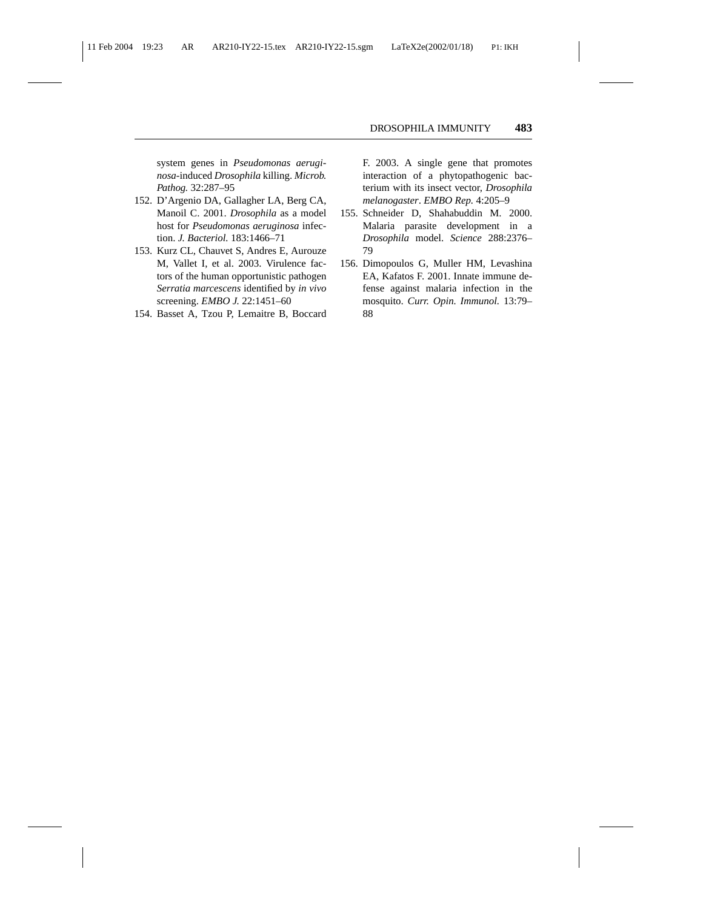system genes in *Pseudomonas aeruginosa*-induced *Drosophila* killing. *Microb. Pathog.* 32:287–95

152. D'Argenio DA, Gallagher LA, Berg CA, Manoil C. 2001. *Drosophila* as a model host for *Pseudomonas aeruginosa* infection. *J. Bacteriol.* 183:1466–71
153. Kurz CL, Chauvet S, Andres E, Aurouze M, Vallet I, et al. 2003. Virulence factors of the human opportunistic pathogen *Serratia marcescens* identified by *in vivo* screening. *EMBO J.* 22:1451–60
154. Basset A, Tzou P, Lemaitre B, Boccard F. 2003. A single gene that promotes interaction of a phytopathogenic bacterium with its insect vector, *Drosophila melanogaster*. *EMBO Rep.* 4:205–9
155. Schneider D, Shahabuddin M. 2000. Malaria parasite development in a *Drosophila* model. *Science* 288:2376–79
156. Dimopoulos G, Muller HM, Levashina EA, Kafatos F. 2001. Innate immune defense against malaria infection in the mosquito. *Curr. Opin. Immunol.* 13:79–88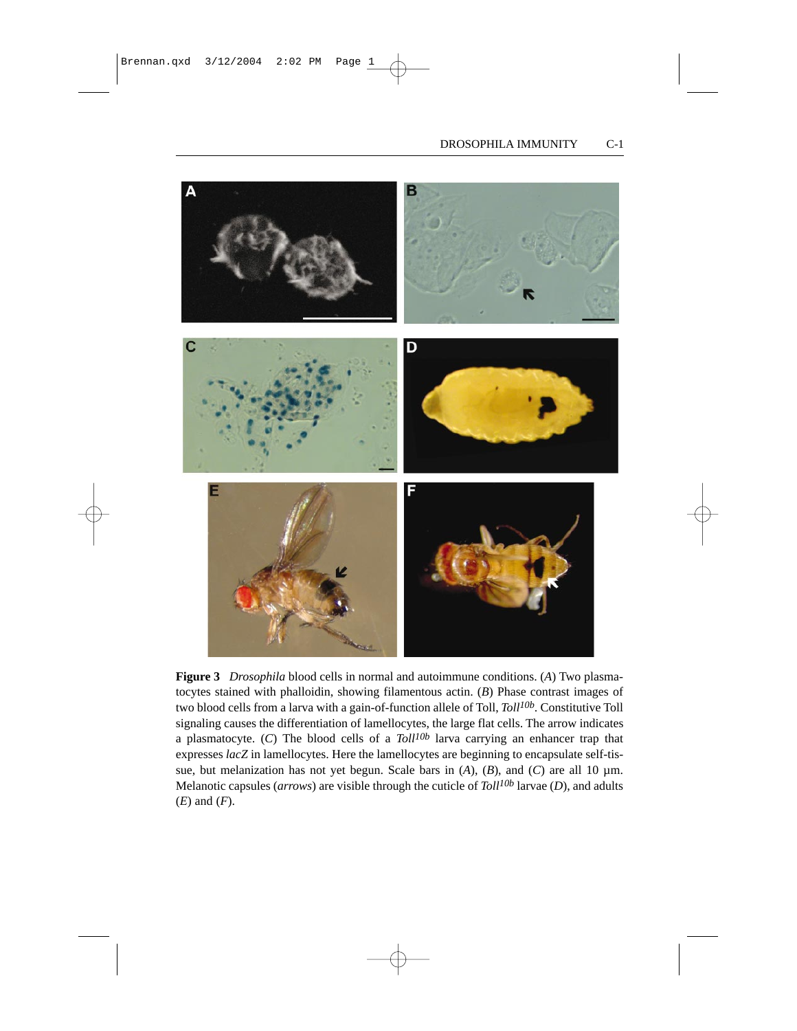**Figure 3** *Drosophila* blood cells in normal and autoimmune conditions. (*A*) Two plasmatocytes stained with phalloidin, showing filamentous actin. (*B*) Phase contrast images of two blood cells from a larva with a gain-of-function allele of Toll, *Toll*[10b]. Constitutive Toll signaling causes the differentiation of lamellocytes, the large flat cells. The arrow indicates a plasmatocyte. (*C*) The blood cells of a *Toll*[10b] larva carrying an enhancer trap that expresses *lacZ* in lamellocytes. Here the lamellocytes are beginning to encapsulate self-tissue, but melanization has not yet begun. Scale bars in (*A*), (*B*), and (*C*) are all 10 μm. Melanotic capsules (*arrows*) are visible through the cuticle of *Toll*[10b] larvae (*D*), and adults (*E*) and (*F*).